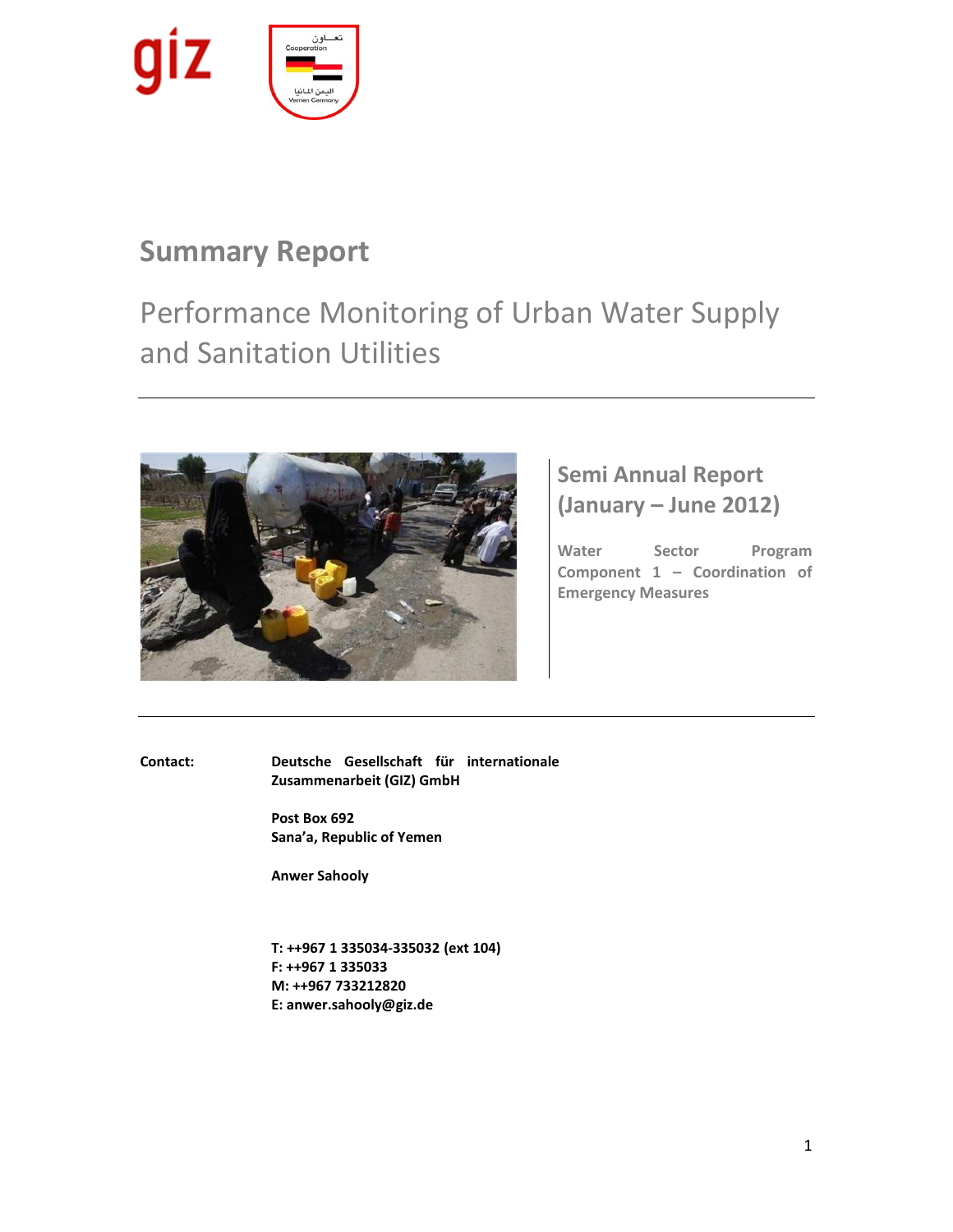# Summary Report

## Performance Monitoring of Urban Water Supply and Sanitation Utilities

### Semi Annual Report (January – June 2012)

**Water Sector Program Component 1 – Coordination of Emergency Measures**

**Contact:**

**Deutsche Gesellschaft für internationale Zusammenarbeit (GIZ) GmbH**

**Post Box 692**
**Sana'a, Republic of Yemen**

**Anwer Sahooly**

**T: ++967 1 335034-335032 (ext 104)**
**F: ++967 1 335033**
**M: ++967 733212820**
**E: anwer.sahooly@giz.de**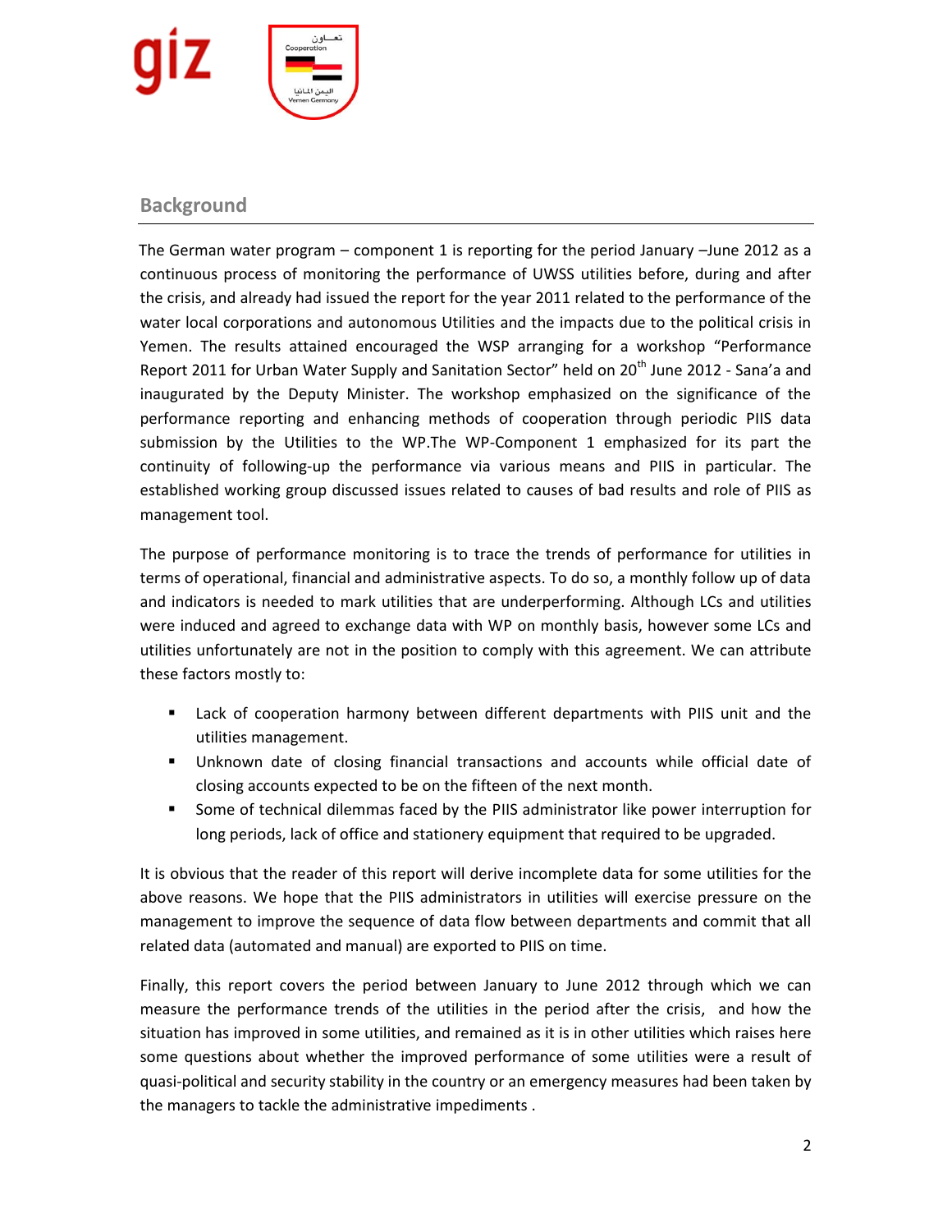## Background

The German water program – component 1 is reporting for the period January –June 2012 as a continuous process of monitoring the performance of UWSS utilities before, during and after the crisis, and already had issued the report for the year 2011 related to the performance of the water local corporations and autonomous Utilities and the impacts due to the political crisis in Yemen. The results attained encouraged the WSP arranging for a workshop "Performance Report 2011 for Urban Water Supply and Sanitation Sector" held on 20th June 2012 - Sana'a and inaugurated by the Deputy Minister. The workshop emphasized on the significance of the performance reporting and enhancing methods of cooperation through periodic PIIS data submission by the Utilities to the WP.The WP-Component 1 emphasized for its part the continuity of following-up the performance via various means and PIIS in particular. The established working group discussed issues related to causes of bad results and role of PIIS as management tool.

The purpose of performance monitoring is to trace the trends of performance for utilities in terms of operational, financial and administrative aspects. To do so, a monthly follow up of data and indicators is needed to mark utilities that are underperforming. Although LCs and utilities were induced and agreed to exchange data with WP on monthly basis, however some LCs and utilities unfortunately are not in the position to comply with this agreement. We can attribute these factors mostly to:

- Lack of cooperation harmony between different departments with PIIS unit and the utilities management.
- Unknown date of closing financial transactions and accounts while official date of closing accounts expected to be on the fifteen of the next month.
- Some of technical dilemmas faced by the PIIS administrator like power interruption for long periods, lack of office and stationery equipment that required to be upgraded.

It is obvious that the reader of this report will derive incomplete data for some utilities for the above reasons. We hope that the PIIS administrators in utilities will exercise pressure on the management to improve the sequence of data flow between departments and commit that all related data (automated and manual) are exported to PIIS on time.

Finally, this report covers the period between January to June 2012 through which we can measure the performance trends of the utilities in the period after the crisis, and how the situation has improved in some utilities, and remained as it is in other utilities which raises here some questions about whether the improved performance of some utilities were a result of quasi-political and security stability in the country or an emergency measures had been taken by the managers to tackle the administrative impediments .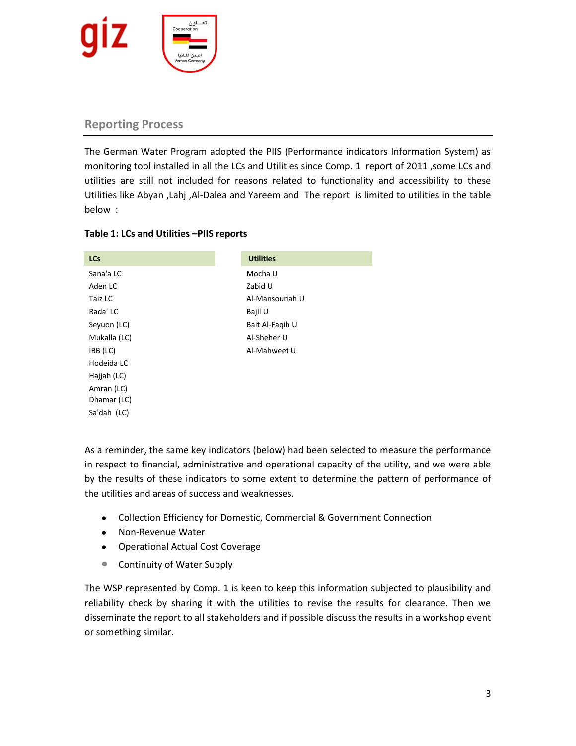## Reporting Process

The German Water Program adopted the PIIS (Performance indicators Information System) as monitoring tool installed in all the LCs and Utilities since Comp. 1 report of 2011 ,some LCs and utilities are still not included for reasons related to functionality and accessibility to these Utilities like Abyan ,Lahj ,Al-Dalea and Yareem and The report is limited to utilities in the table below :

**Table 1: LCs and Utilities –PIIS reports**

| LCs | Utilities |
|---|---|
| Sana'a LC | Mocha U |
| Aden LC | Zabid U |
| Taiz LC | Al-Mansouriah U |
| Rada' LC | Bajil U |
| Seyuon (LC) | Bait Al-Faqih U |
| Mukalla (LC) | Al-Sheher U |
| IBB (LC) | Al-Mahweet U |
| Hodeida LC | |
| Hajjah (LC) | |
| Amran (LC) | |
| Dhamar (LC) | |
| Sa'dah (LC) | |

As a reminder, the same key indicators (below) had been selected to measure the performance in respect to financial, administrative and operational capacity of the utility, and we were able by the results of these indicators to some extent to determine the pattern of performance of the utilities and areas of success and weaknesses.

- Collection Efficiency for Domestic, Commercial & Government Connection
- Non-Revenue Water
- Operational Actual Cost Coverage
- Continuity of Water Supply

The WSP represented by Comp. 1 is keen to keep this information subjected to plausibility and reliability check by sharing it with the utilities to revise the results for clearance. Then we disseminate the report to all stakeholders and if possible discuss the results in a workshop event or something similar.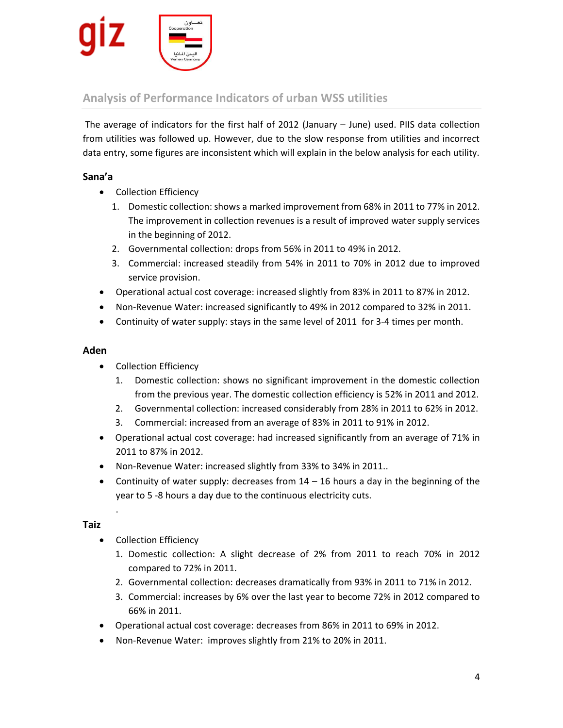## Analysis of Performance Indicators of urban WSS utilities

The average of indicators for the first half of 2012 (January – June) used. PIIS data collection from utilities was followed up. However, due to the slow response from utilities and incorrect data entry, some figures are inconsistent which will explain in the below analysis for each utility.

### Sana'a

- Collection Efficiency
  1. Domestic collection: shows a marked improvement from 68% in 2011 to 77% in 2012. The improvement in collection revenues is a result of improved water supply services in the beginning of 2012.
  2. Governmental collection: drops from 56% in 2011 to 49% in 2012.
  3. Commercial: increased steadily from 54% in 2011 to 70% in 2012 due to improved service provision.
- Operational actual cost coverage: increased slightly from 83% in 2011 to 87% in 2012.
- Non-Revenue Water: increased significantly to 49% in 2012 compared to 32% in 2011.
- Continuity of water supply: stays in the same level of 2011 for 3-4 times per month.

### Aden

- Collection Efficiency
  1. Domestic collection: shows no significant improvement in the domestic collection from the previous year. The domestic collection efficiency is 52% in 2011 and 2012.
  2. Governmental collection: increased considerably from 28% in 2011 to 62% in 2012.
  3. Commercial: increased from an average of 83% in 2011 to 91% in 2012.
- Operational actual cost coverage: had increased significantly from an average of 71% in 2011 to 87% in 2012.
- Non-Revenue Water: increased slightly from 33% to 34% in 2011..
- Continuity of water supply: decreases from 14 – 16 hours a day in the beginning of the year to 5 -8 hours a day due to the continuous electricity cuts.

.

### Taiz

- Collection Efficiency
  1. Domestic collection: A slight decrease of 2% from 2011 to reach 70% in 2012 compared to 72% in 2011.
  2. Governmental collection: decreases dramatically from 93% in 2011 to 71% in 2012.
  3. Commercial: increases by 6% over the last year to become 72% in 2012 compared to 66% in 2011.
- Operational actual cost coverage: decreases from 86% in 2011 to 69% in 2012.
- Non-Revenue Water: improves slightly from 21% to 20% in 2011.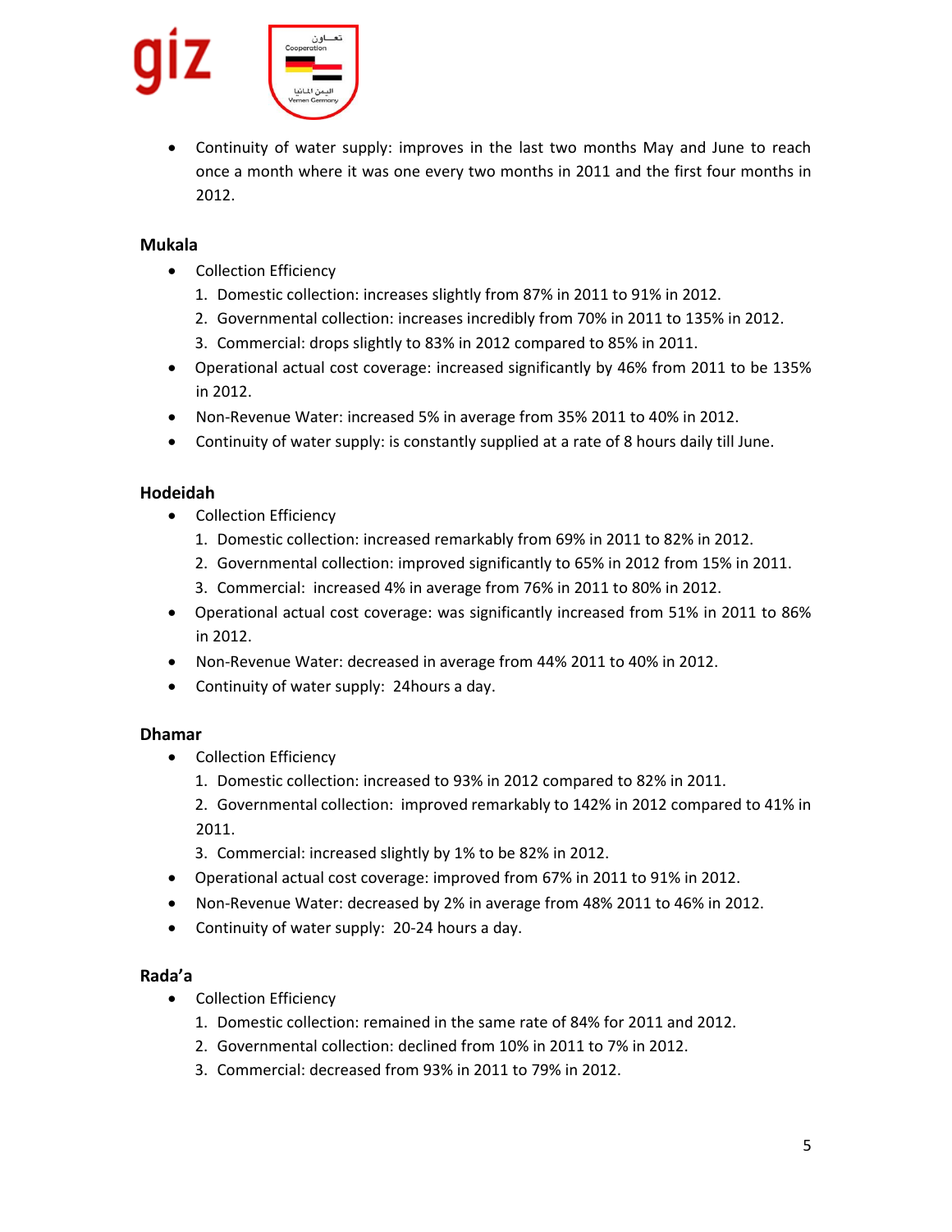- Continuity of water supply: improves in the last two months May and June to reach once a month where it was one every two months in 2011 and the first four months in 2012.

**Mukala**

- Collection Efficiency
  1. Domestic collection: increases slightly from 87% in 2011 to 91% in 2012.
  2. Governmental collection: increases incredibly from 70% in 2011 to 135% in 2012.
  3. Commercial: drops slightly to 83% in 2012 compared to 85% in 2011.
- Operational actual cost coverage: increased significantly by 46% from 2011 to be 135% in 2012.
- Non-Revenue Water: increased 5% in average from 35% 2011 to 40% in 2012.
- Continuity of water supply: is constantly supplied at a rate of 8 hours daily till June.

**Hodeidah**

- Collection Efficiency
  1. Domestic collection: increased remarkably from 69% in 2011 to 82% in 2012.
  2. Governmental collection: improved significantly to 65% in 2012 from 15% in 2011.
  3. Commercial: increased 4% in average from 76% in 2011 to 80% in 2012.
- Operational actual cost coverage: was significantly increased from 51% in 2011 to 86% in 2012.
- Non-Revenue Water: decreased in average from 44% 2011 to 40% in 2012.
- Continuity of water supply: 24hours a day.

**Dhamar**

- Collection Efficiency
  1. Domestic collection: increased to 93% in 2012 compared to 82% in 2011.
  2. Governmental collection: improved remarkably to 142% in 2012 compared to 41% in 2011.
  3. Commercial: increased slightly by 1% to be 82% in 2012.
- Operational actual cost coverage: improved from 67% in 2011 to 91% in 2012.
- Non-Revenue Water: decreased by 2% in average from 48% 2011 to 46% in 2012.
- Continuity of water supply: 20-24 hours a day.

**Rada'a**

- Collection Efficiency
  1. Domestic collection: remained in the same rate of 84% for 2011 and 2012.
  2. Governmental collection: declined from 10% in 2011 to 7% in 2012.
  3. Commercial: decreased from 93% in 2011 to 79% in 2012.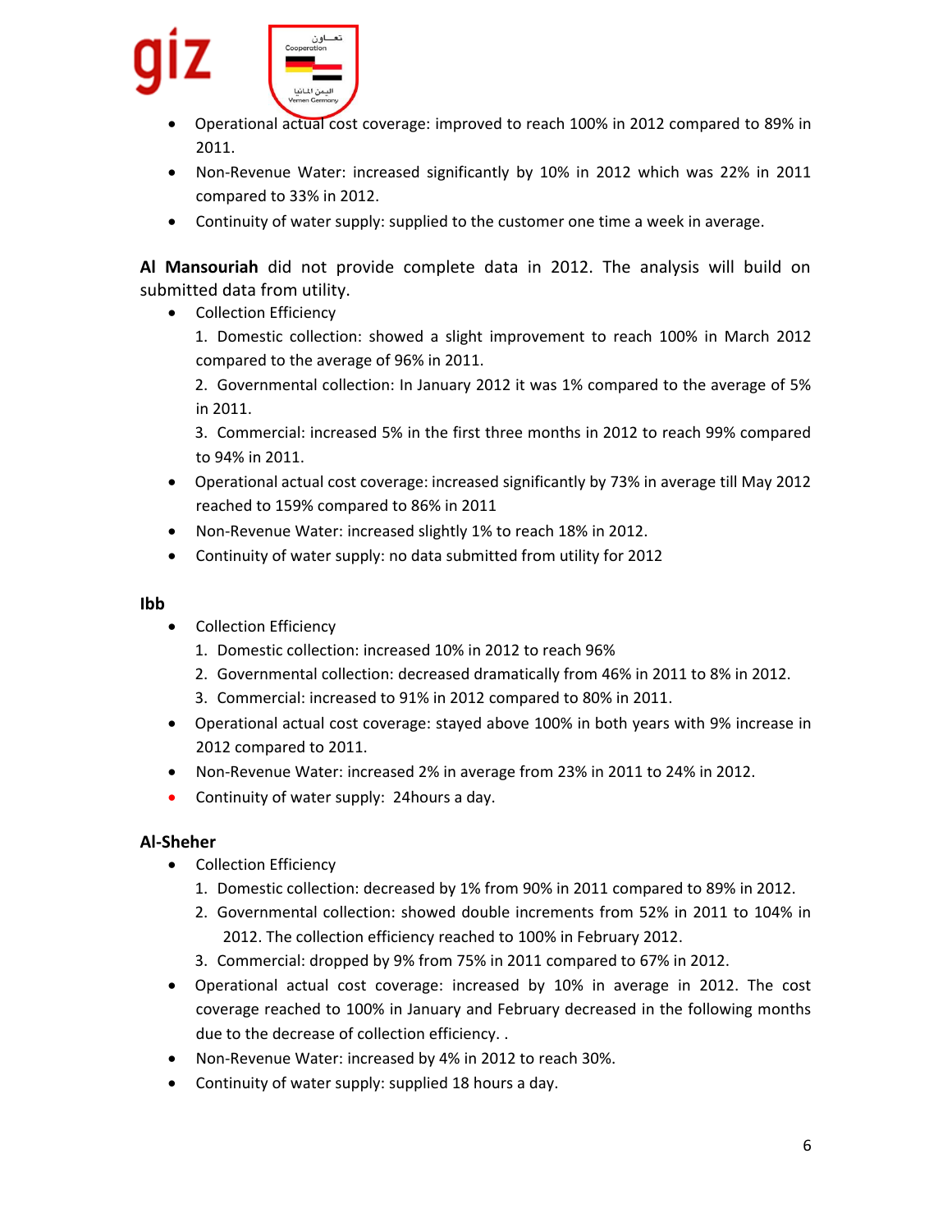- Operational actual cost coverage: improved to reach 100% in 2012 compared to 89% in 2011.
- Non-Revenue Water: increased significantly by 10% in 2012 which was 22% in 2011 compared to 33% in 2012.
- Continuity of water supply: supplied to the customer one time a week in average.

**Al Mansouriah** did not provide complete data in 2012. The analysis will build on submitted data from utility.

- Collection Efficiency
  1. Domestic collection: showed a slight improvement to reach 100% in March 2012 compared to the average of 96% in 2011.
  2. Governmental collection: In January 2012 it was 1% compared to the average of 5% in 2011.
  3. Commercial: increased 5% in the first three months in 2012 to reach 99% compared to 94% in 2011.
- Operational actual cost coverage: increased significantly by 73% in average till May 2012 reached to 159% compared to 86% in 2011
- Non-Revenue Water: increased slightly 1% to reach 18% in 2012.
- Continuity of water supply: no data submitted from utility for 2012

**Ibb**

- Collection Efficiency
  1. Domestic collection: increased 10% in 2012 to reach 96%
  2. Governmental collection: decreased dramatically from 46% in 2011 to 8% in 2012.
  3. Commercial: increased to 91% in 2012 compared to 80% in 2011.
- Operational actual cost coverage: stayed above 100% in both years with 9% increase in 2012 compared to 2011.
- Non-Revenue Water: increased 2% in average from 23% in 2011 to 24% in 2012.
- Continuity of water supply: 24hours a day.

**Al-Sheher**

- Collection Efficiency
  1. Domestic collection: decreased by 1% from 90% in 2011 compared to 89% in 2012.
  2. Governmental collection: showed double increments from 52% in 2011 to 104% in 2012. The collection efficiency reached to 100% in February 2012.
  3. Commercial: dropped by 9% from 75% in 2011 compared to 67% in 2012.
- Operational actual cost coverage: increased by 10% in average in 2012. The cost coverage reached to 100% in January and February decreased in the following months due to the decrease of collection efficiency. .
- Non-Revenue Water: increased by 4% in 2012 to reach 30%.
- Continuity of water supply: supplied 18 hours a day.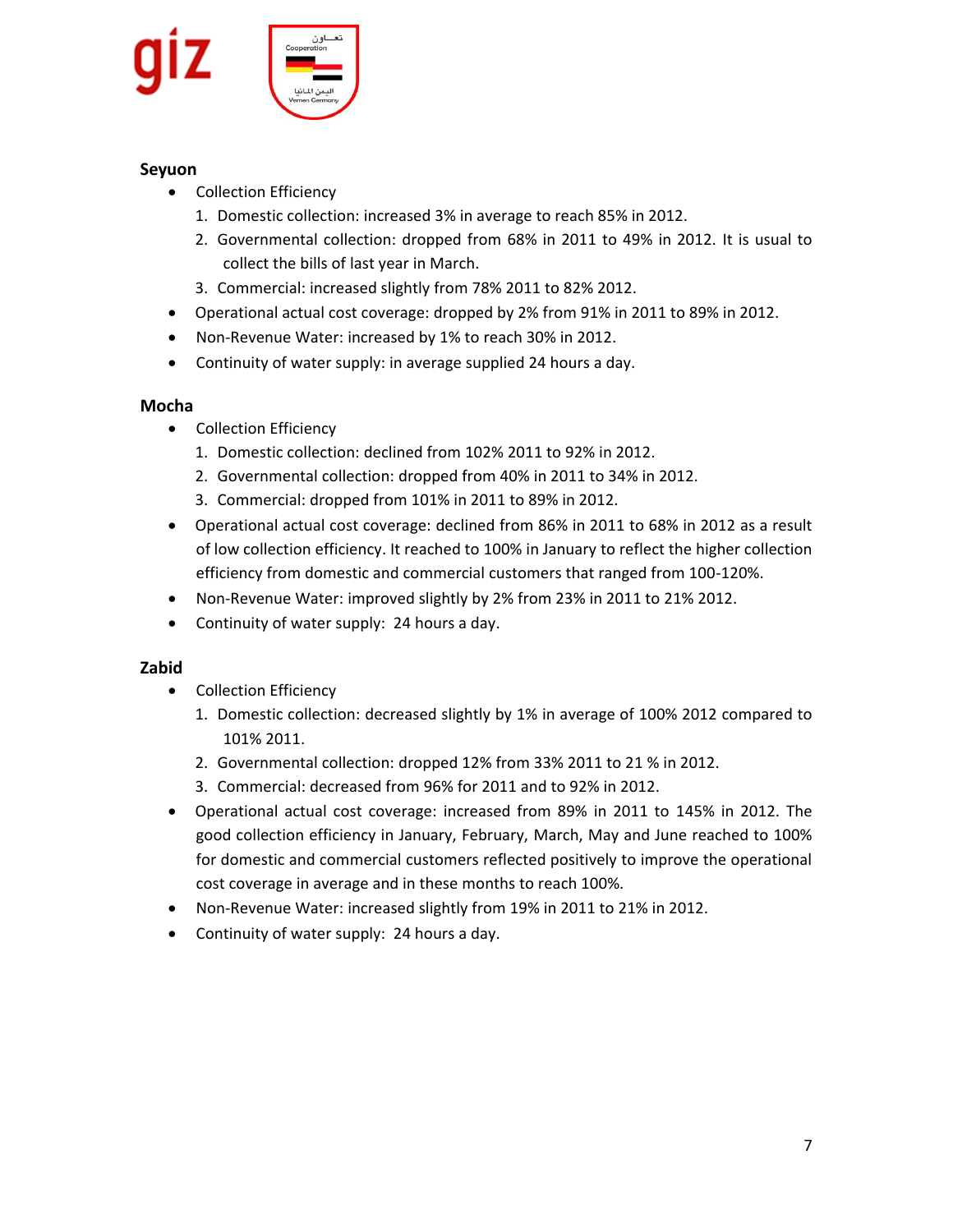**Seyuon**

- Collection Efficiency
    1. Domestic collection: increased 3% in average to reach 85% in 2012.
    2. Governmental collection: dropped from 68% in 2011 to 49% in 2012. It is usual to collect the bills of last year in March.
    3. Commercial: increased slightly from 78% 2011 to 82% 2012.
- Operational actual cost coverage: dropped by 2% from 91% in 2011 to 89% in 2012.
- Non-Revenue Water: increased by 1% to reach 30% in 2012.
- Continuity of water supply: in average supplied 24 hours a day.

**Mocha**

- Collection Efficiency
    1. Domestic collection: declined from 102% 2011 to 92% in 2012.
    2. Governmental collection: dropped from 40% in 2011 to 34% in 2012.
    3. Commercial: dropped from 101% in 2011 to 89% in 2012.
- Operational actual cost coverage: declined from 86% in 2011 to 68% in 2012 as a result of low collection efficiency. It reached to 100% in January to reflect the higher collection efficiency from domestic and commercial customers that ranged from 100-120%.
- Non-Revenue Water: improved slightly by 2% from 23% in 2011 to 21% 2012.
- Continuity of water supply: 24 hours a day.

**Zabid**

- Collection Efficiency
    1. Domestic collection: decreased slightly by 1% in average of 100% 2012 compared to 101% 2011.
    2. Governmental collection: dropped 12% from 33% 2011 to 21 % in 2012.
    3. Commercial: decreased from 96% for 2011 and to 92% in 2012.
- Operational actual cost coverage: increased from 89% in 2011 to 145% in 2012. The good collection efficiency in January, February, March, May and June reached to 100% for domestic and commercial customers reflected positively to improve the operational cost coverage in average and in these months to reach 100%.
- Non-Revenue Water: increased slightly from 19% in 2011 to 21% in 2012.
- Continuity of water supply: 24 hours a day.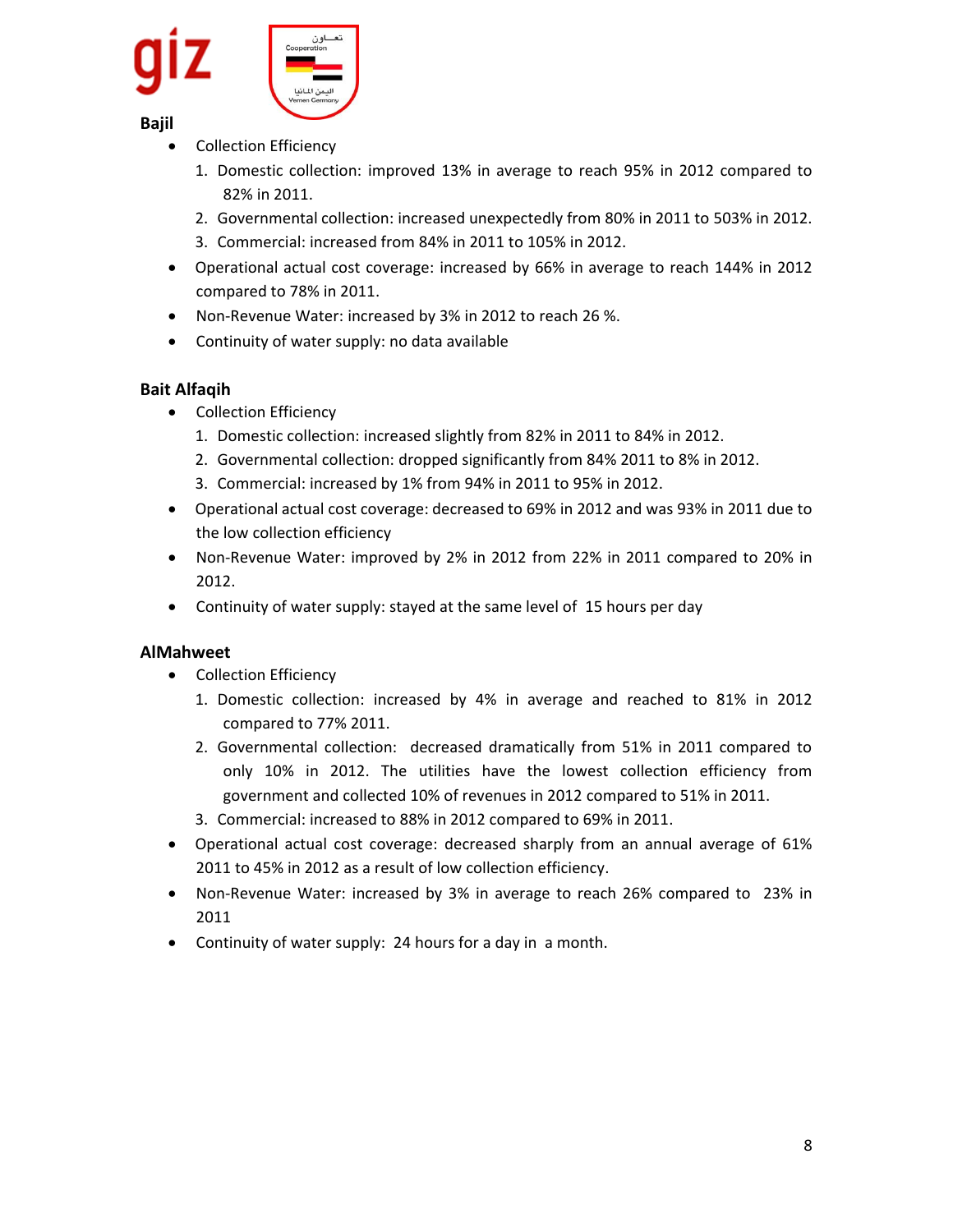**Bajil**

- Collection Efficiency
  1. Domestic collection: improved 13% in average to reach 95% in 2012 compared to 82% in 2011.
  2. Governmental collection: increased unexpectedly from 80% in 2011 to 503% in 2012.
  3. Commercial: increased from 84% in 2011 to 105% in 2012.
- Operational actual cost coverage: increased by 66% in average to reach 144% in 2012 compared to 78% in 2011.
- Non-Revenue Water: increased by 3% in 2012 to reach 26 %.
- Continuity of water supply: no data available

**Bait Alfaqih**

- Collection Efficiency
  1. Domestic collection: increased slightly from 82% in 2011 to 84% in 2012.
  2. Governmental collection: dropped significantly from 84% 2011 to 8% in 2012.
  3. Commercial: increased by 1% from 94% in 2011 to 95% in 2012.
- Operational actual cost coverage: decreased to 69% in 2012 and was 93% in 2011 due to the low collection efficiency
- Non-Revenue Water: improved by 2% in 2012 from 22% in 2011 compared to 20% in 2012.
- Continuity of water supply: stayed at the same level of 15 hours per day

**AlMahweet**

- Collection Efficiency
  1. Domestic collection: increased by 4% in average and reached to 81% in 2012 compared to 77% 2011.
  2. Governmental collection: decreased dramatically from 51% in 2011 compared to only 10% in 2012. The utilities have the lowest collection efficiency from government and collected 10% of revenues in 2012 compared to 51% in 2011.
  3. Commercial: increased to 88% in 2012 compared to 69% in 2011.
- Operational actual cost coverage: decreased sharply from an annual average of 61% 2011 to 45% in 2012 as a result of low collection efficiency.
- Non-Revenue Water: increased by 3% in average to reach 26% compared to 23% in 2011
- Continuity of water supply: 24 hours for a day in a month.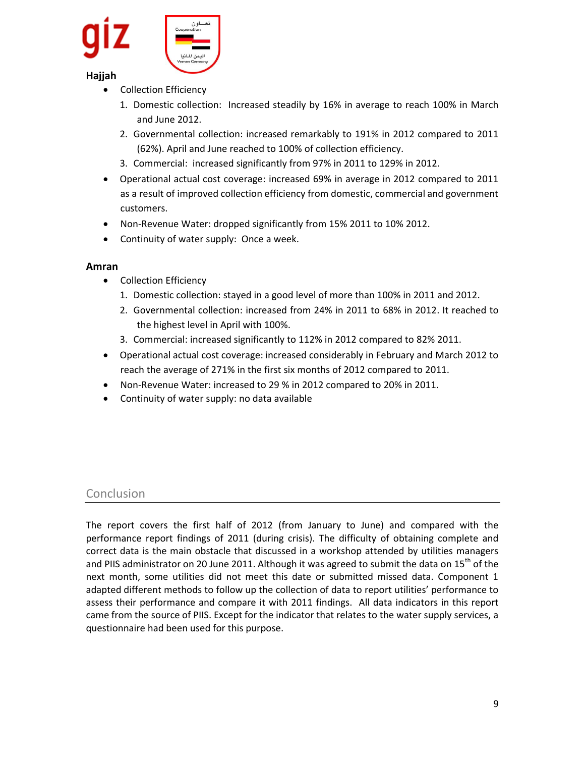**Hajjah**

- Collection Efficiency
  1. Domestic collection: Increased steadily by 16% in average to reach 100% in March and June 2012.
  2. Governmental collection: increased remarkably to 191% in 2012 compared to 2011 (62%). April and June reached to 100% of collection efficiency.
  3. Commercial: increased significantly from 97% in 2011 to 129% in 2012.
- Operational actual cost coverage: increased 69% in average in 2012 compared to 2011 as a result of improved collection efficiency from domestic, commercial and government customers.
- Non-Revenue Water: dropped significantly from 15% 2011 to 10% 2012.
- Continuity of water supply: Once a week.

**Amran**

- Collection Efficiency
  1. Domestic collection: stayed in a good level of more than 100% in 2011 and 2012.
  2. Governmental collection: increased from 24% in 2011 to 68% in 2012. It reached to the highest level in April with 100%.
  3. Commercial: increased significantly to 112% in 2012 compared to 82% 2011.
- Operational actual cost coverage: increased considerably in February and March 2012 to reach the average of 271% in the first six months of 2012 compared to 2011.
- Non-Revenue Water: increased to 29 % in 2012 compared to 20% in 2011.
- Continuity of water supply: no data available

## Conclusion

The report covers the first half of 2012 (from January to June) and compared with the performance report findings of 2011 (during crisis). The difficulty of obtaining complete and correct data is the main obstacle that discussed in a workshop attended by utilities managers and PIIS administrator on 20 June 2011. Although it was agreed to submit the data on 15th of the next month, some utilities did not meet this date or submitted missed data. Component 1 adapted different methods to follow up the collection of data to report utilities' performance to assess their performance and compare it with 2011 findings. All data indicators in this report came from the source of PIIS. Except for the indicator that relates to the water supply services, a questionnaire had been used for this purpose.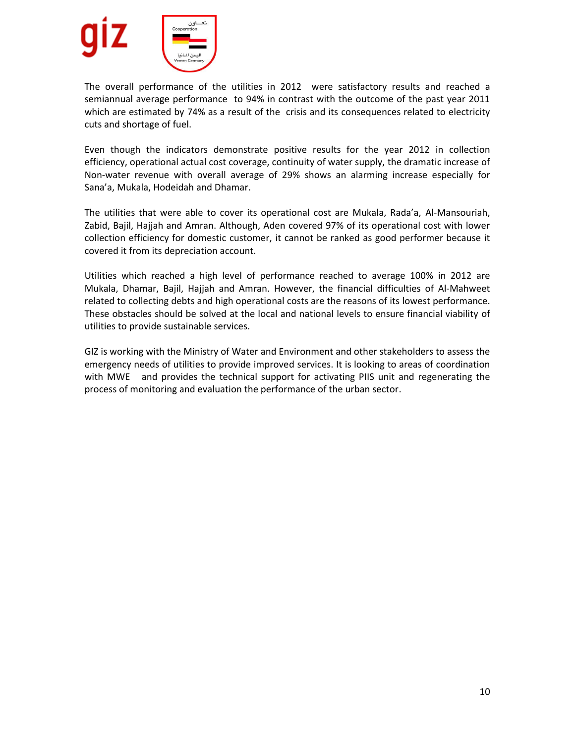The overall performance of the utilities in 2012 were satisfactory results and reached a semiannual average performance to 94% in contrast with the outcome of the past year 2011 which are estimated by 74% as a result of the crisis and its consequences related to electricity cuts and shortage of fuel.

Even though the indicators demonstrate positive results for the year 2012 in collection efficiency, operational actual cost coverage, continuity of water supply, the dramatic increase of Non-water revenue with overall average of 29% shows an alarming increase especially for Sana'a, Mukala, Hodeidah and Dhamar.

The utilities that were able to cover its operational cost are Mukala, Rada'a, Al-Mansouriah, Zabid, Bajil, Hajjah and Amran. Although, Aden covered 97% of its operational cost with lower collection efficiency for domestic customer, it cannot be ranked as good performer because it covered it from its depreciation account.

Utilities which reached a high level of performance reached to average 100% in 2012 are Mukala, Dhamar, Bajil, Hajjah and Amran. However, the financial difficulties of Al-Mahweet related to collecting debts and high operational costs are the reasons of its lowest performance. These obstacles should be solved at the local and national levels to ensure financial viability of utilities to provide sustainable services.

GIZ is working with the Ministry of Water and Environment and other stakeholders to assess the emergency needs of utilities to provide improved services. It is looking to areas of coordination with MWE and provides the technical support for activating PIIS unit and regenerating the process of monitoring and evaluation the performance of the urban sector.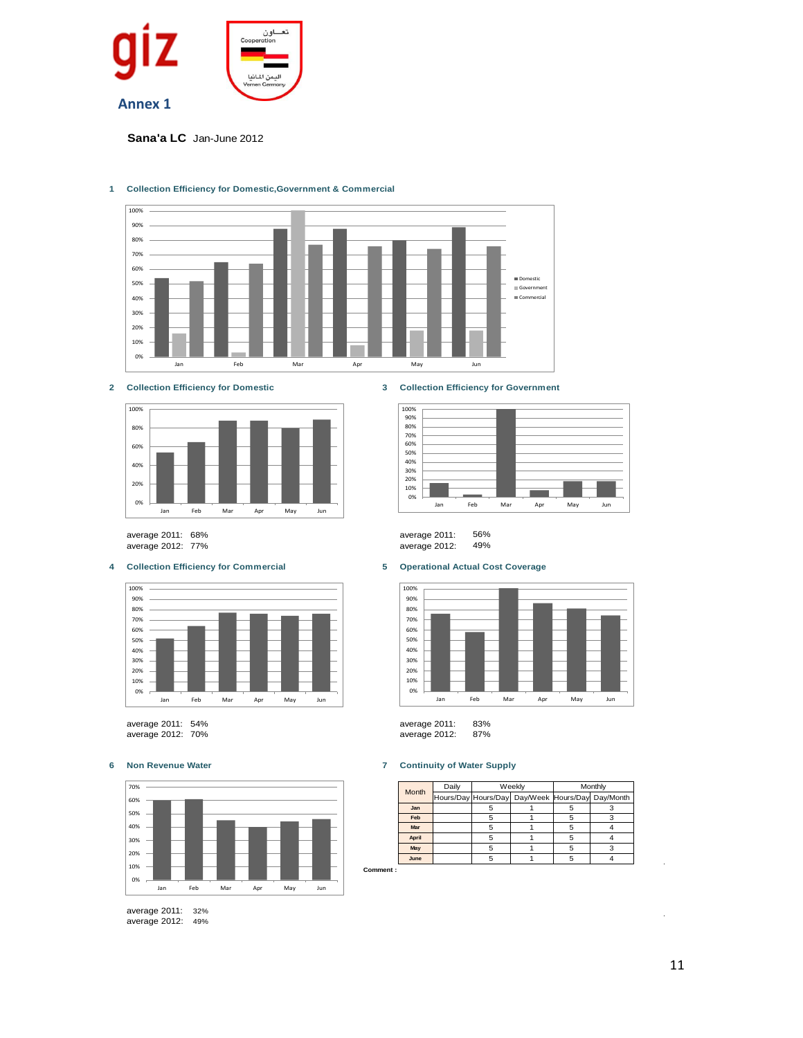giz

تعــاون
Cooperation
اليمن المانيا
Yemen Germany

## Annex 1

**Sana'a LC** Jan-June 2012

### 1 Collection Efficiency for Domestic,Government & Commercial

### 2 Collection Efficiency for Domestic

average 2011: 68%
average 2012: 77%

### 3 Collection Efficiency for Government

average 2011: 56%
average 2012: 49%

### 4 Collection Efficiency for Commercial

average 2011: 54%
average 2012: 70%

### 5 Operational Actual Cost Coverage

average 2011: 83%
average 2012: 87%

### 6 Non Revenue Water

average 2011: 32%
average 2012: 49%

### 7 Continuity of Water Supply

| Month | Daily | Weekly | | Monthly | |
|---|---|---|---|---|---|
| | Hours/Day | Hours/Day | Day/Week | Hours/Day | Day/Month |
| Jan | | 5 | 1 | 5 | 3 |
| Feb | | 5 | 1 | 5 | 3 |
| Mar | | 5 | 1 | 5 | 4 |
| April | | 5 | 1 | 5 | 4 |
| May | | 5 | 1 | 5 | 3 |
| June | | 5 | 1 | 5 | 4 |

**Comment :**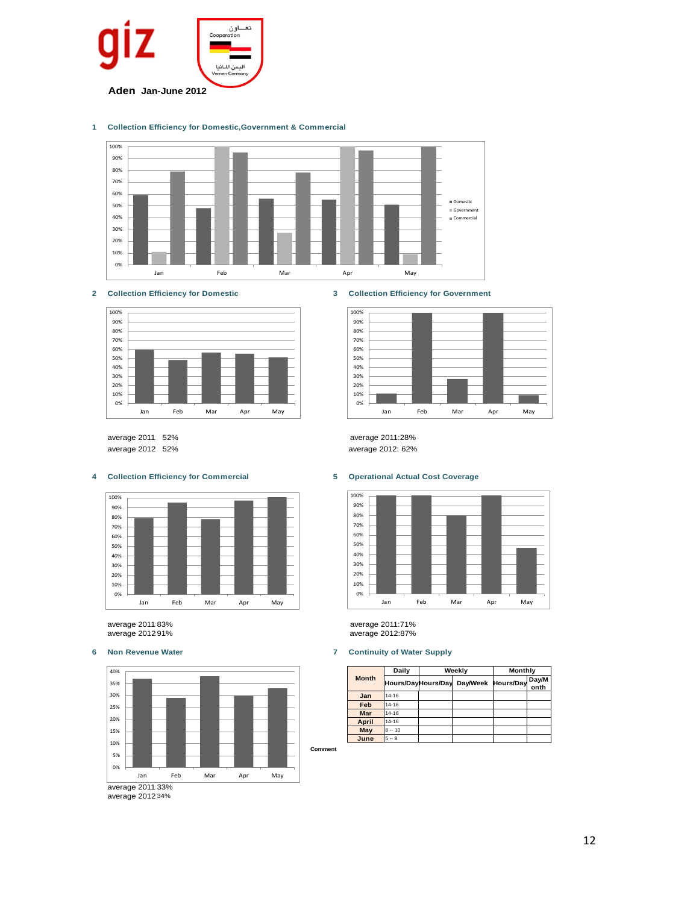giz

تعـاون
Cooperation
اليمن المانيا
Yemen Germany

**Aden Jan-June 2012**

### 1 Collection Efficiency for Domestic,Government & Commercial

### 2 Collection Efficiency for Domestic

average 2011 52%
average 2012 52%

### 3 Collection Efficiency for Government

average 2011:28%
average 2012: 62%

### 4 Collection Efficiency for Commercial

average 2011 83%
average 2012 91%

### 5 Operational Actual Cost Coverage

average 2011:71%
average 2012:87%

### 6 Non Revenue Water

average 2011 33%
average 2012 34%

### 7 Continuity of Water Supply

| Month | Daily | Weekly | | Monthly | |
|---|---|---|---|---|---|
| | Hours/Day | Hours/Day | Day/Week | Hours/Day | Day/Month |
| Jan | 14-16 | | | | |
| Feb | 14-16 | | | | |
| Mar | 14-16 | | | | |
| April | 14-16 | | | | |
| May | 8 -- 10 | | | | |
| June | 5 -- 8 | | | | |

**Comment**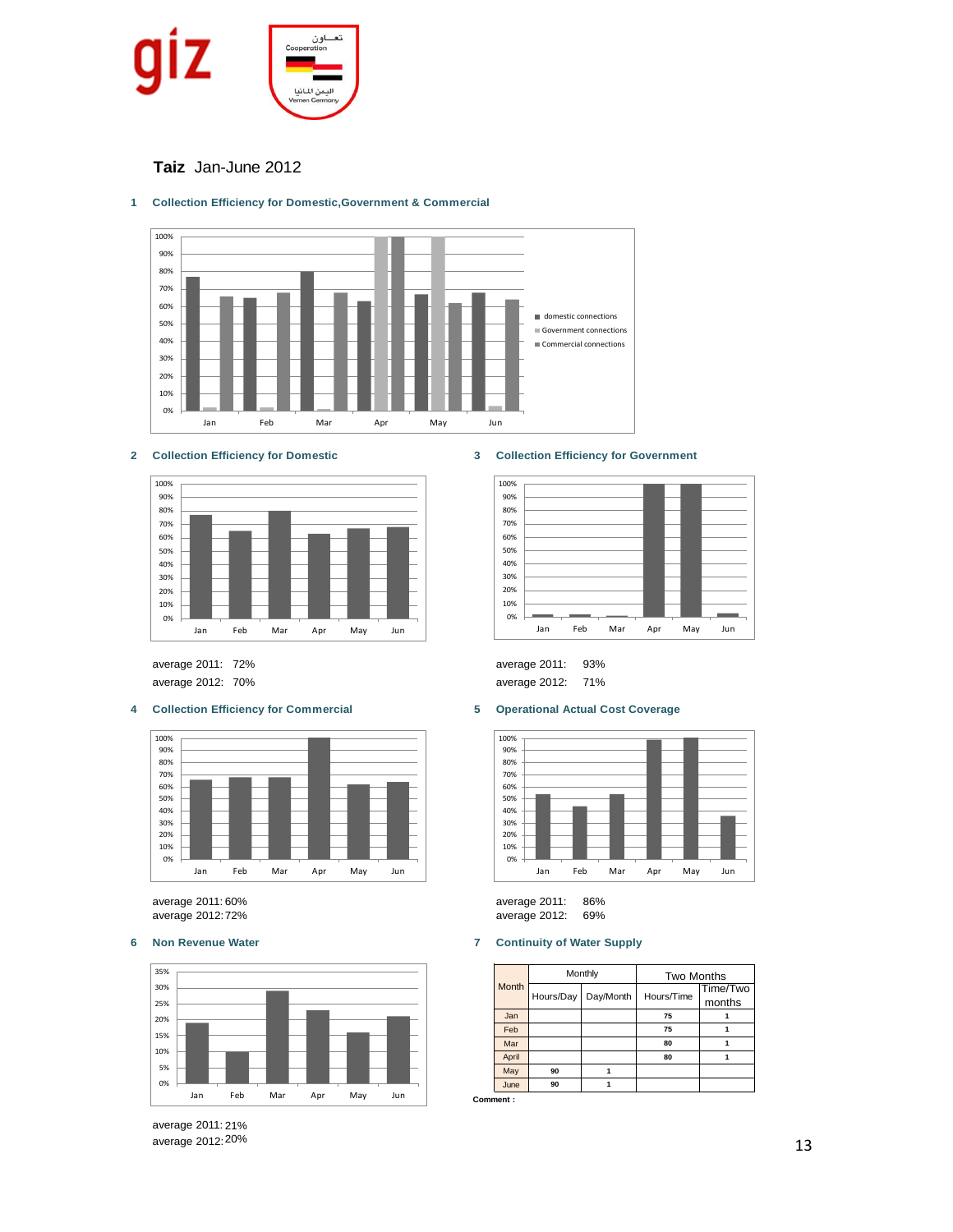**Taiz** Jan-June 2012

### 1 Collection Efficiency for Domestic,Government & Commercial

### 2 Collection Efficiency for Domestic

average 2011: 72%
average 2012: 70%

### 3 Collection Efficiency for Government

average 2011: 93%
average 2012: 71%

### 4 Collection Efficiency for Commercial

average 2011: 60%
average 2012: 72%

### 5 Operational Actual Cost Coverage

average 2011: 86%
average 2012: 69%

### 6 Non Revenue Water

average 2011: 21%
average 2012: 20%

### 7 Continuity of Water Supply

| Month | Monthly | | Two Months | |
|---|---|---|---|---|
| | Hours/Day | Day/Month | Hours/Time | Time/Two months |
| Jan | | | 75 | 1 |
| Feb | | | 75 | 1 |
| Mar | | | 80 | 1 |
| April | | | 80 | 1 |
| May | 90 | 1 | | |
| June | 90 | 1 | | |

**Comment :**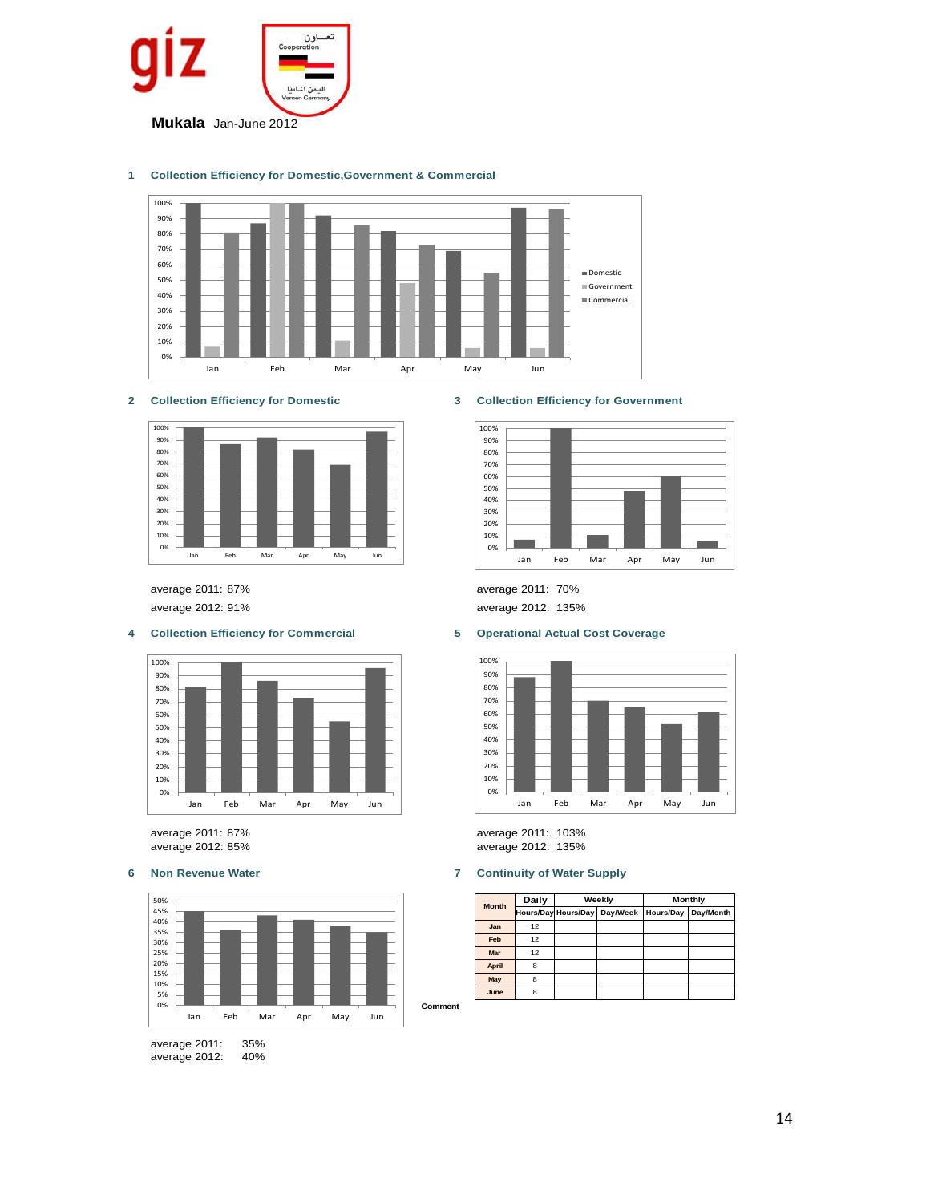**Mukala** Jan-June 2012

## 1 Collection Efficiency for Domestic,Government & Commercial

## 2 Collection Efficiency for Domestic

average 2011: 87%

average 2012: 91%

## 3 Collection Efficiency for Government

average 2011: 70%

average 2012: 135%

## 4 Collection Efficiency for Commercial

average 2011: 87%

average 2012: 85%

## 5 Operational Actual Cost Coverage

average 2011: 103%

average 2012: 135%

## 6 Non Revenue Water

average 2011: 35%

average 2012: 40%

## 7 Continuity of Water Supply

| Month | Daily | Weekly | | Monthly | |
|---|---|---|---|---|---|
| | Hours/Day | Hours/Day | Day/Week | Hours/Day | Day/Month |
| Jan | 12 | | | | |
| Feb | 12 | | | | |
| Mar | 12 | | | | |
| April | 8 | | | | |
| May | 8 | | | | |
| June | 8 | | | | |

**Comment**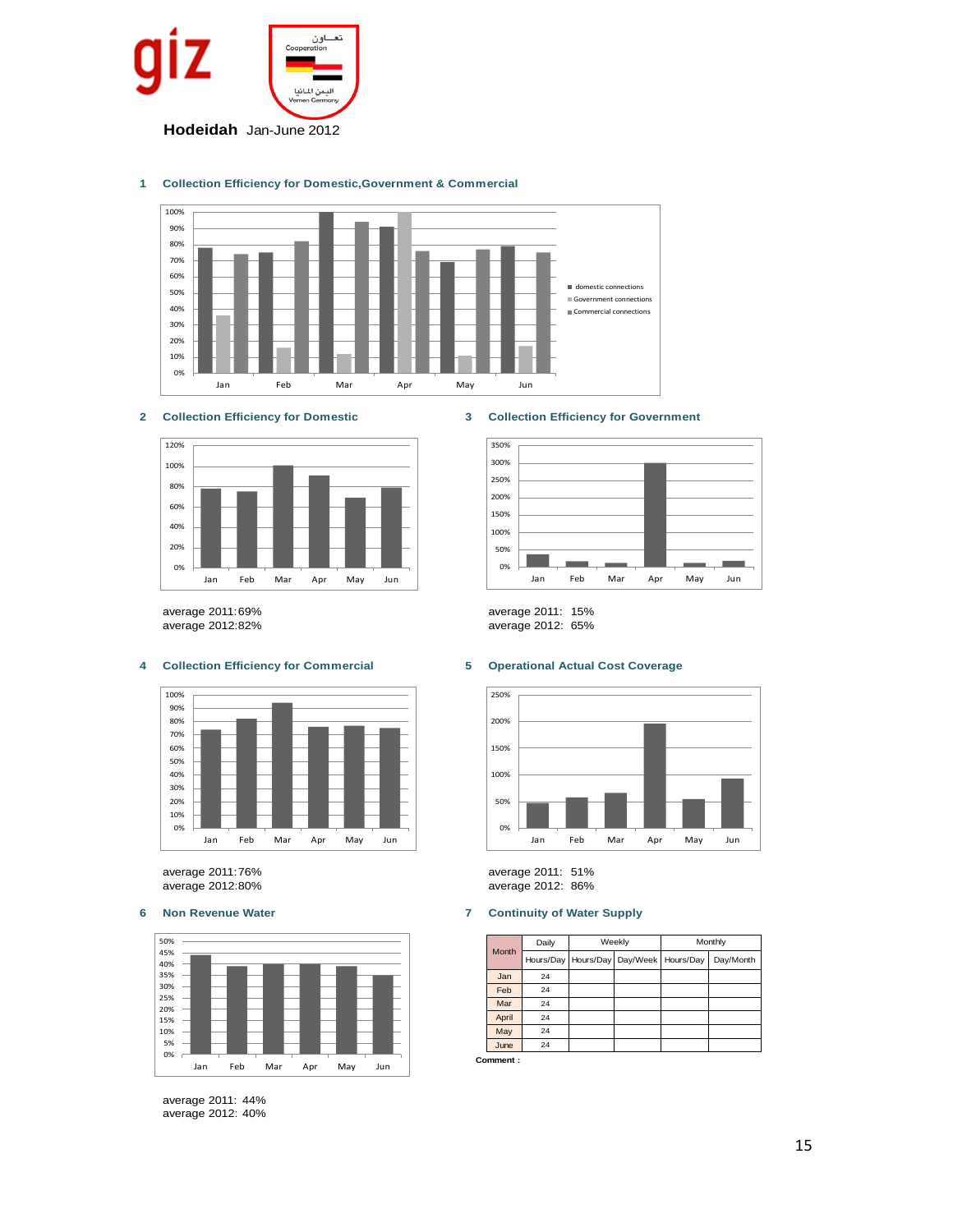**Hodeidah** Jan-June 2012

## 1 Collection Efficiency for Domestic,Government & Commercial

## 2 Collection Efficiency for Domestic

average 2011:69%
average 2012:82%

## 3 Collection Efficiency for Government

average 2011: 15%
average 2012: 65%

## 4 Collection Efficiency for Commercial

average 2011:76%
average 2012:80%

## 5 Operational Actual Cost Coverage

average 2011: 51%
average 2012: 86%

## 6 Non Revenue Water

average 2011: 44%
average 2012: 40%

## 7 Continuity of Water Supply

| Month | Daily | Weekly | | Monthly | |
|---|---|---|---|---|---|
| | Hours/Day | Hours/Day | Day/Week | Hours/Day | Day/Month |
| Jan | 24 | | | | |
| Feb | 24 | | | | |
| Mar | 24 | | | | |
| April | 24 | | | | |
| May | 24 | | | | |
| June | 24 | | | | |

**Comment :**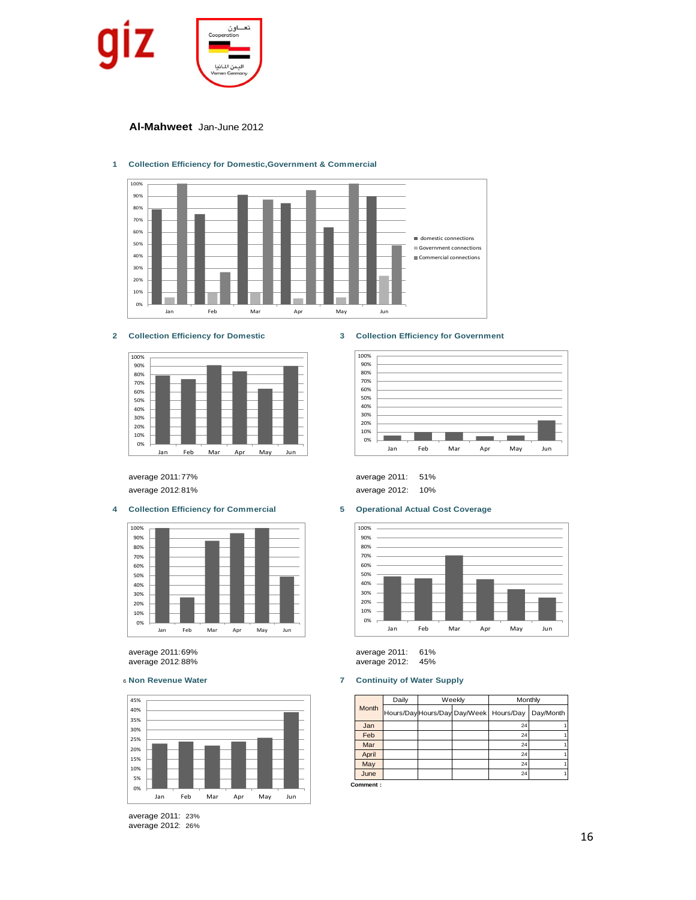**Al-Mahweet** Jan-June 2012

## 1 Collection Efficiency for Domestic,Government & Commercial

## 2 Collection Efficiency for Domestic

average 2011: 77%

average 2012: 81%

## 3 Collection Efficiency for Government

average 2011: 51%

average 2012: 10%

## 4 Collection Efficiency for Commercial

average 2011: 69%

average 2012: 88%

## 5 Operational Actual Cost Coverage

average 2011: 61%

average 2012: 45%

## 6 Non Revenue Water

average 2011: 23%

average 2012: 26%

## 7 Continuity of Water Supply

| Month | Daily | Weekly | | Monthly | |
|---|---|---|---|---|---|
| | Hours/Day | Hours/Day | Day/Week | Hours/Day | Day/Month |
| Jan | | | | 24 | 1 |
| Feb | | | | 24 | 1 |
| Mar | | | | 24 | 1 |
| April | | | | 24 | 1 |
| May | | | | 24 | 1 |
| June | | | | 24 | 1 |

**Comment :**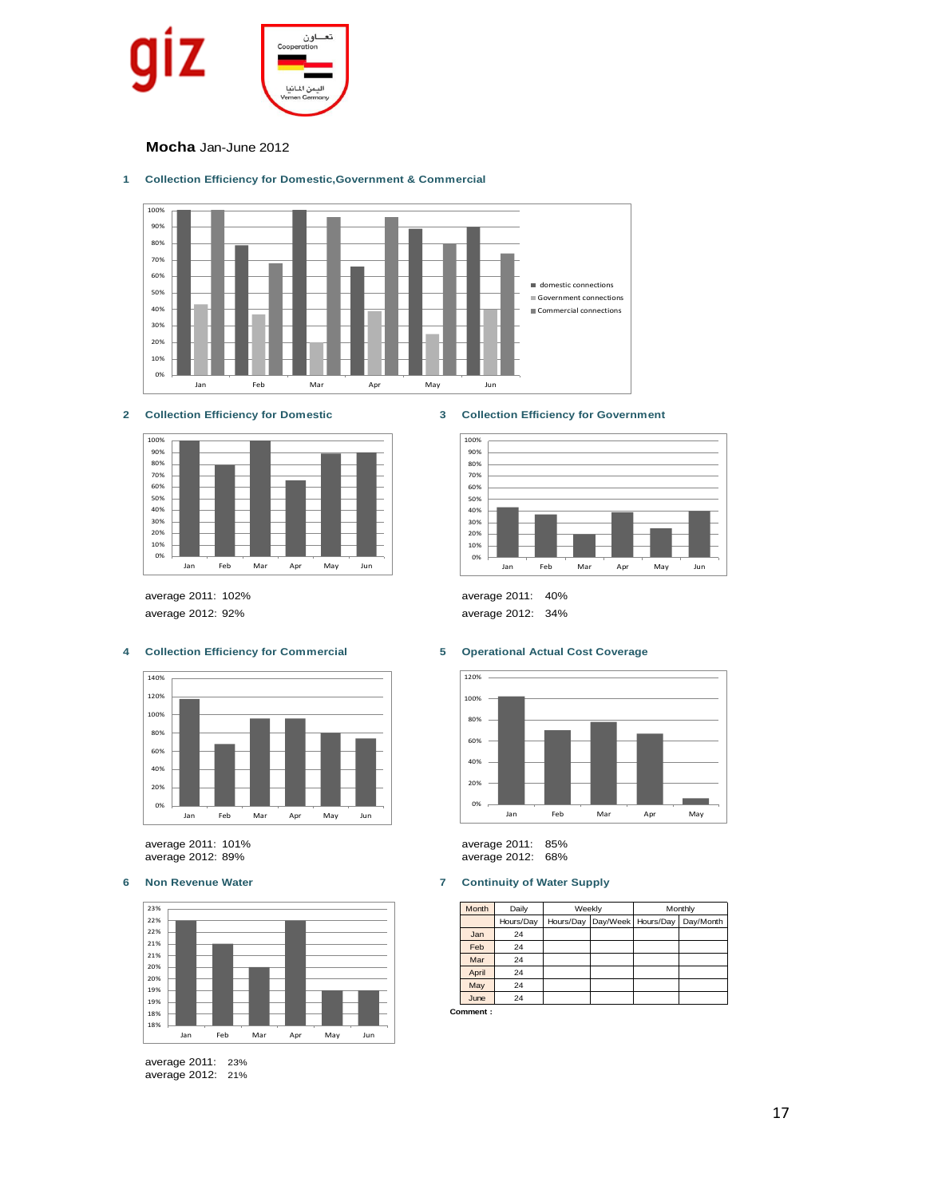**Mocha** Jan-June 2012

## 1 Collection Efficiency for Domestic,Government & Commercial

## 2 Collection Efficiency for Domestic

average 2011: 102%
average 2012: 92%

## 3 Collection Efficiency for Government

average 2011: 40%
average 2012: 34%

## 4 Collection Efficiency for Commercial

average 2011: 101%
average 2012: 89%

## 5 Operational Actual Cost Coverage

average 2011: 85%
average 2012: 68%

## 6 Non Revenue Water

average 2011: 23%
average 2012: 21%

## 7 Continuity of Water Supply

| Month | Daily | Weekly | | Monthly | |
|---|---|---|---|---|---|
| | Hours/Day | Hours/Day | Day/Week | Hours/Day | Day/Month |
| Jan | 24 | | | | |
| Feb | 24 | | | | |
| Mar | 24 | | | | |
| April | 24 | | | | |
| May | 24 | | | | |
| June | 24 | | | | |

**Comment :**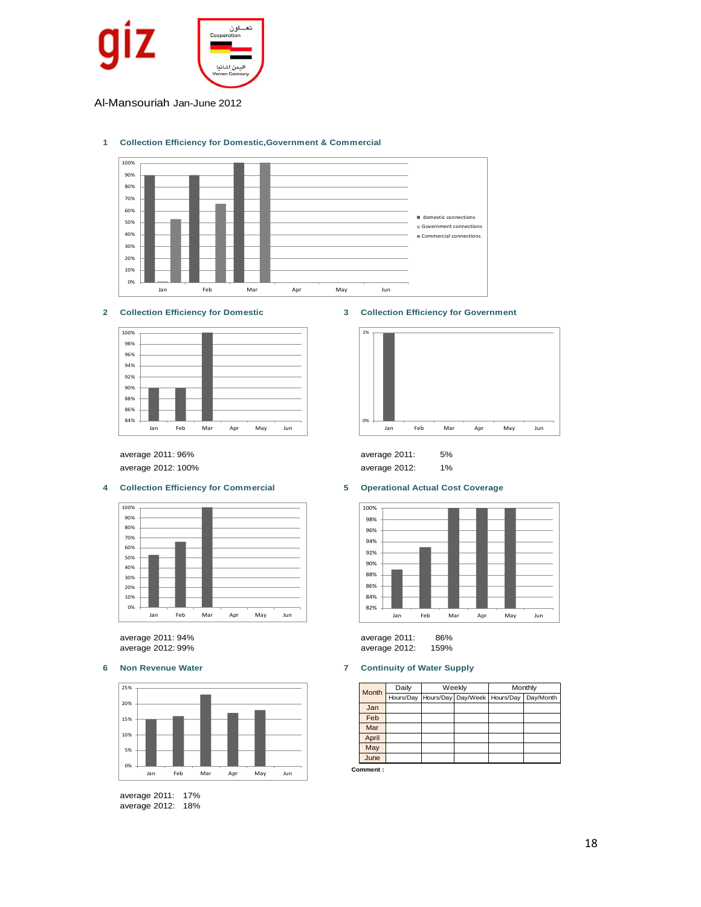Al-Mansouriah Jan-June 2012

1 **Collection Efficiency for Domestic,Government & Commercial**

2 **Collection Efficiency for Domestic**

average 2011: 96%
average 2012: 100%

3 **Collection Efficiency for Government**

average 2011: 5%
average 2012: 1%

4 **Collection Efficiency for Commercial**

average 2011: 94%
average 2012: 99%

5 **Operational Actual Cost Coverage**

average 2011: 86%
average 2012: 159%

6 **Non Revenue Water**

average 2011: 17%
average 2012: 18%

7 **Continuity of Water Supply**

| Month | Daily | Weekly | | Monthly | |
|---|---|---|---|---|---|
| | Hours/Day | Hours/Day | Day/Week | Hours/Day | Day/Month |
| Jan | | | | | |
| Feb | | | | | |
| Mar | | | | | |
| April | | | | | |
| May | | | | | |
| June | | | | | |

**Comment :**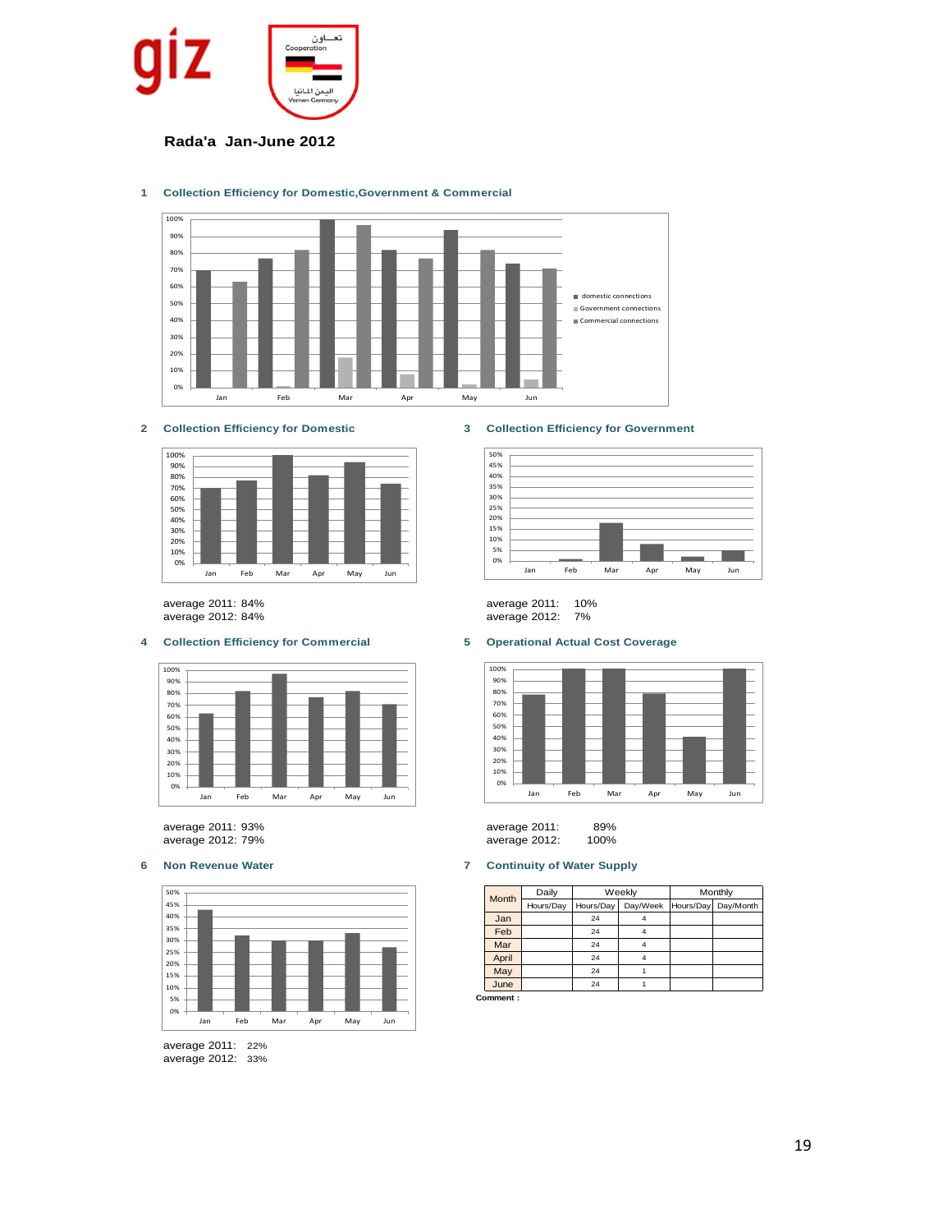**Rada'a Jan-June 2012**

**1 Collection Efficiency for Domestic,Government & Commercial**

**2 Collection Efficiency for Domestic**

average 2011: 84%
average 2012: 84%

**3 Collection Efficiency for Government**

average 2011: 10%
average 2012: 7%

**4 Collection Efficiency for Commercial**

average 2011: 93%
average 2012: 79%

**5 Operational Actual Cost Coverage**

average 2011: 89%
average 2012: 100%

**6 Non Revenue Water**

average 2011: 22%
average 2012: 33%

**7 Continuity of Water Supply**

| Month | Daily | Weekly | | Monthly | |
|---|---|---|---|---|---|
| | Hours/Day | Hours/Day | Day/Week | Hours/Day | Day/Month |
| Jan | | 24 | 4 | | |
| Feb | | 24 | 4 | | |
| Mar | | 24 | 4 | | |
| April | | 24 | 4 | | |
| May | | 24 | 1 | | |
| June | | 24 | 1 | | |

**Comment :**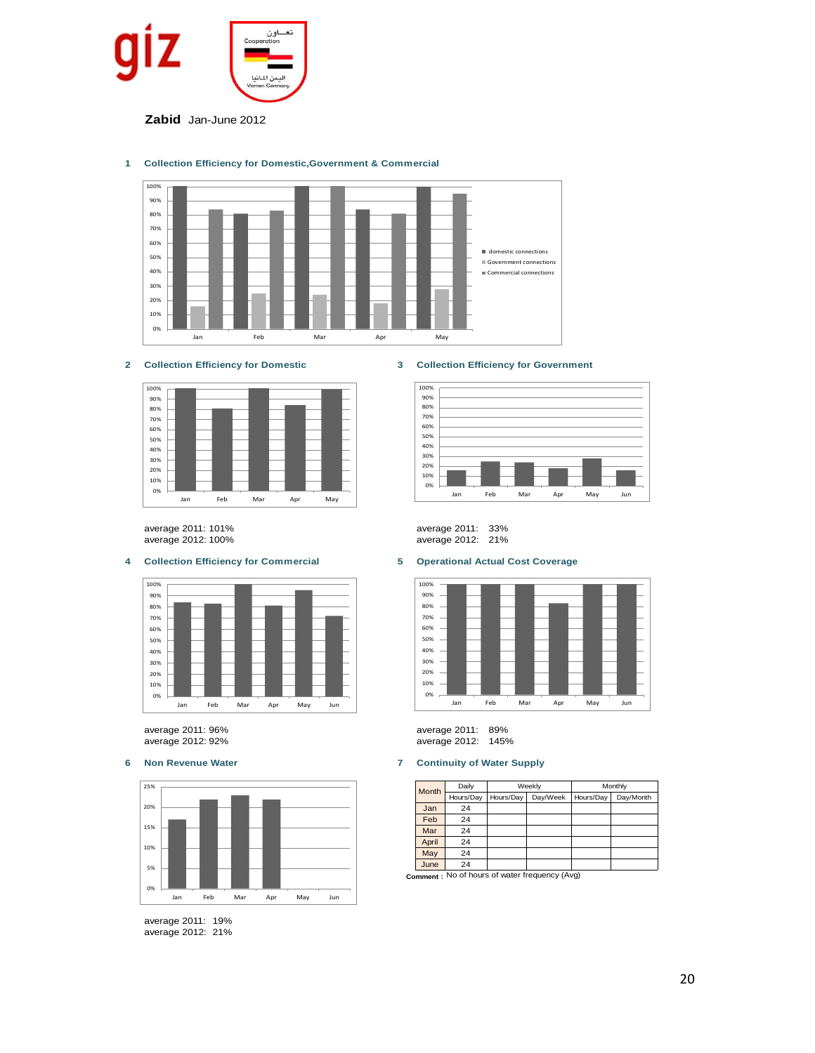**Zabid** Jan-June 2012

### 1 Collection Efficiency for Domestic,Government & Commercial

### 2 Collection Efficiency for Domestic

average 2011: 101%
average 2012: 100%

### 3 Collection Efficiency for Government

average 2011: 33%
average 2012: 21%

### 4 Collection Efficiency for Commercial

average 2011: 96%
average 2012: 92%

### 5 Operational Actual Cost Coverage

average 2011: 89%
average 2012: 145%

### 6 Non Revenue Water

average 2011: 19%
average 2012: 21%

### 7 Continuity of Water Supply

| Month | Daily | Weekly | | Monthly | |
|---|---|---|---|---|---|
| | Hours/Day | Hours/Day | Day/Week | Hours/Day | Day/Month |
| Jan | 24 | | | | |
| Feb | 24 | | | | |
| Mar | 24 | | | | |
| April | 24 | | | | |
| May | 24 | | | | |
| June | 24 | | | | |

**Comment :** No of hours of water frequency (Avg)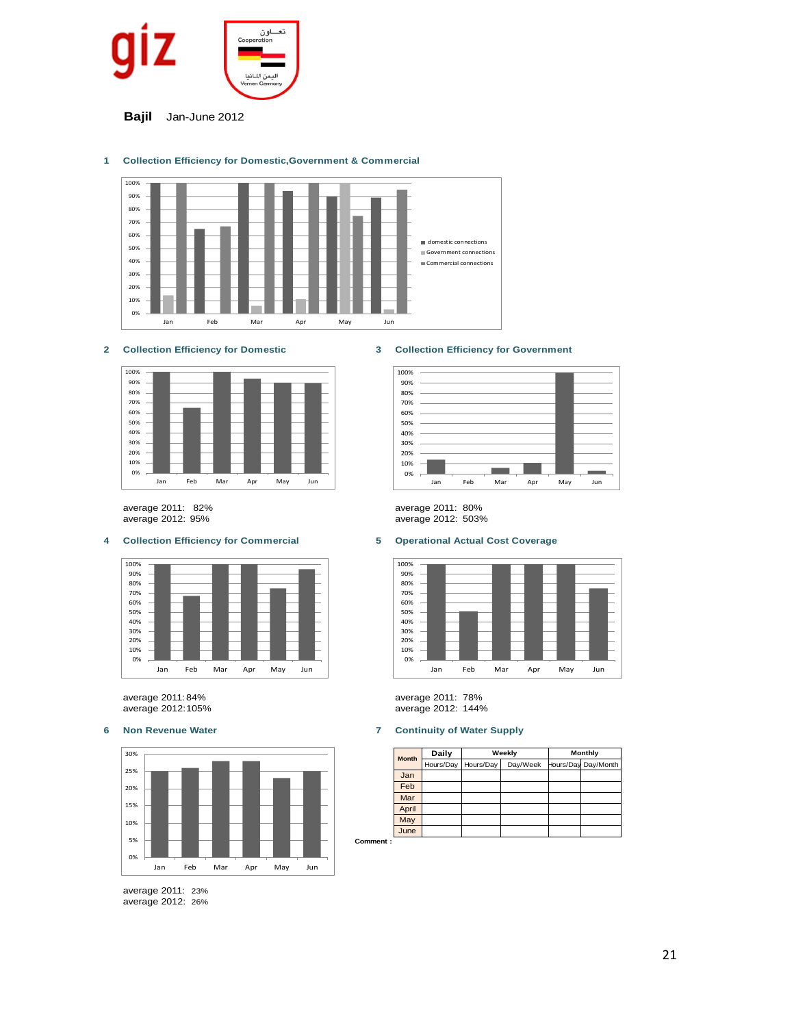**Bajil** Jan-June 2012

### 1 Collection Efficiency for Domestic,Government & Commercial

### 2 Collection Efficiency for Domestic

average 2011: 82%
average 2012: 95%

### 3 Collection Efficiency for Government

average 2011: 80%
average 2012: 503%

### 4 Collection Efficiency for Commercial

average 2011: 84%
average 2012: 105%

### 5 Operational Actual Cost Coverage

average 2011: 78%
average 2012: 144%

### 6 Non Revenue Water

average 2011: 23%
average 2012: 26%

### 7 Continuity of Water Supply

| Month | Daily | Weekly | | Monthly | |
|---|---|---|---|---|---|
| | Hours/Day | Hours/Day | Day/Week | Hours/Day | Day/Month |
| Jan | | | | | |
| Feb | | | | | |
| Mar | | | | | |
| April | | | | | |
| May | | | | | |
| June | | | | | |

**Comment :**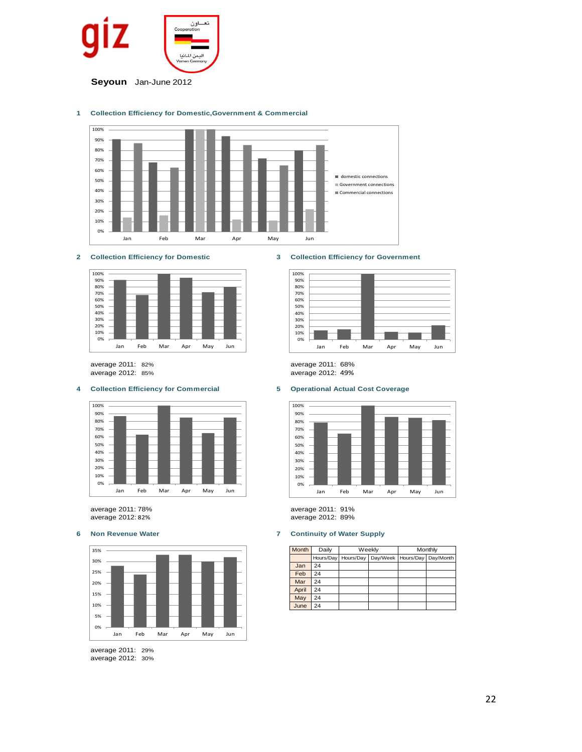**Seyoun** Jan-June 2012

### 1 Collection Efficiency for Domestic,Government & Commercial

### 2 Collection Efficiency for Domestic

average 2011: 82%
average 2012: 85%

### 3 Collection Efficiency for Government

average 2011: 68%
average 2012: 49%

### 4 Collection Efficiency for Commercial

average 2011: 78%
average 2012: 82%

### 5 Operational Actual Cost Coverage

average 2011: 91%
average 2012: 89%

### 6 Non Revenue Water

average 2011: 29%
average 2012: 30%

### 7 Continuity of Water Supply

| Month | Daily | Weekly | | Monthly | |
|---|---|---|---|---|---|
| | Hours/Day | Hours/Day | Day/Week | Hours/Day | Day/Month |
| Jan | 24 | | | | |
| Feb | 24 | | | | |
| Mar | 24 | | | | |
| April | 24 | | | | |
| May | 24 | | | | |
| June | 24 | | | | |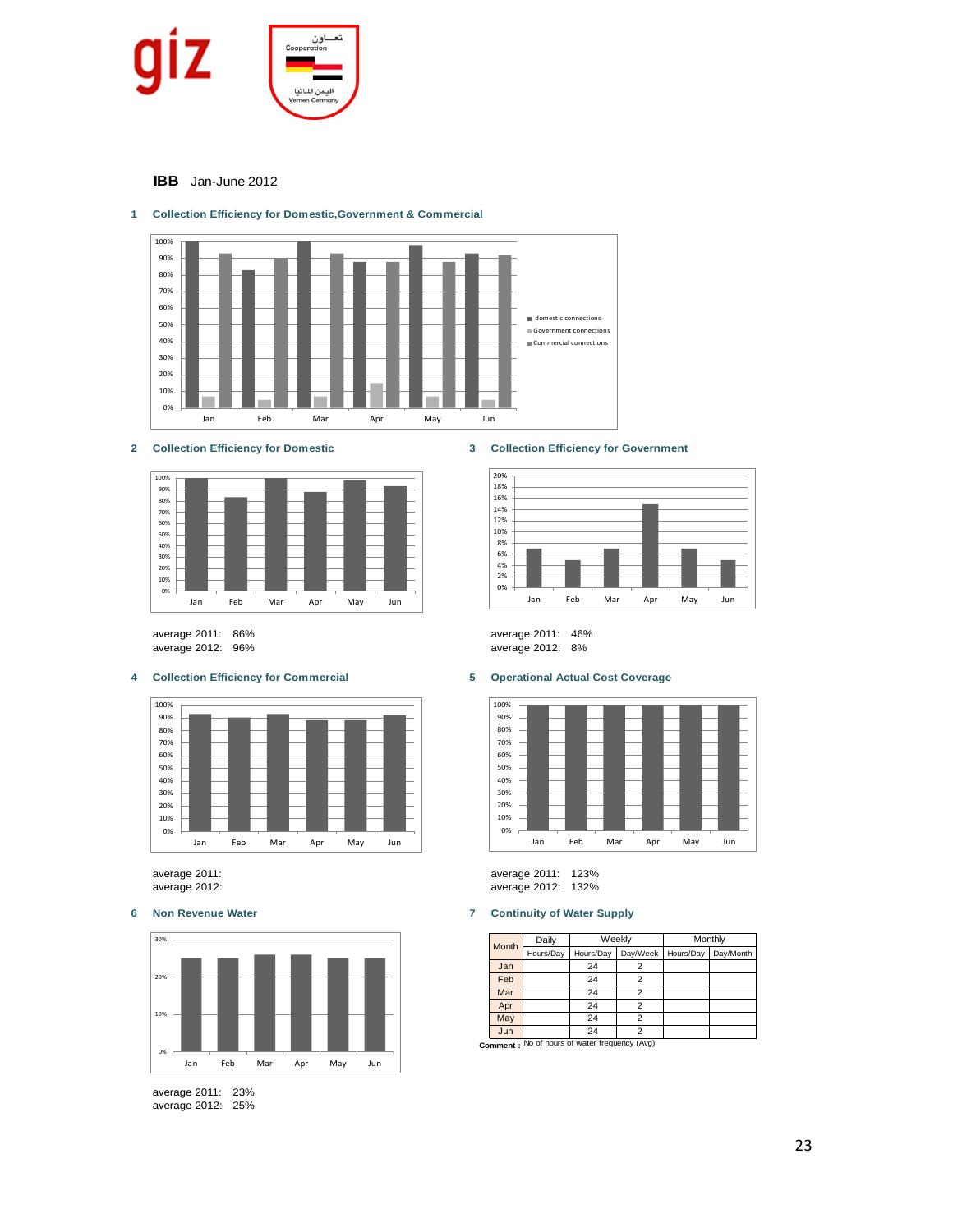**IBB** Jan-June 2012

## 1 Collection Efficiency for Domestic,Government & Commercial

## 2 Collection Efficiency for Domestic

average 2011: 86%
average 2012: 96%

## 3 Collection Efficiency for Government

average 2011: 46%
average 2012: 8%

## 4 Collection Efficiency for Commercial

average 2011:
average 2012:

## 5 Operational Actual Cost Coverage

average 2011: 123%
average 2012: 132%

## 6 Non Revenue Water

average 2011: 23%
average 2012: 25%

## 7 Continuity of Water Supply

| Month | Daily | Weekly | | Monthly | |
|---|---|---|---|---|---|
| | Hours/Day | Hours/Day | Day/Week | Hours/Day | Day/Month |
| Jan | | 24 | 2 | | |
| Feb | | 24 | 2 | | |
| Mar | | 24 | 2 | | |
| Apr | | 24 | 2 | | |
| May | | 24 | 2 | | |
| Jun | | 24 | 2 | | |

**Comment :** No of hours of water frequency (Avg)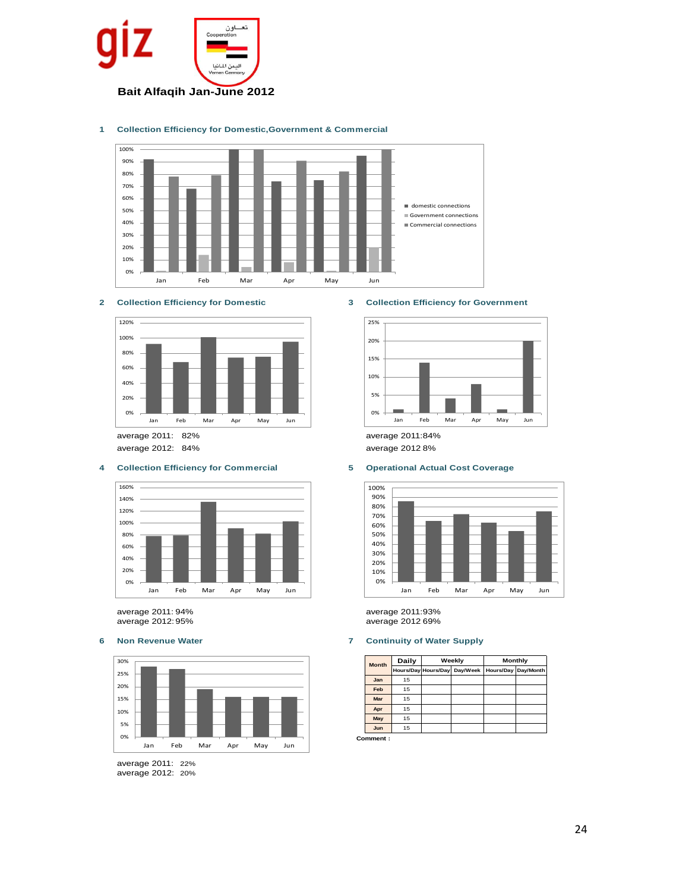**Bait Alfaqih Jan-June 2012**

## 1 Collection Efficiency for Domestic,Government & Commercial

## 2 Collection Efficiency for Domestic

average 2011: 82%
average 2012: 84%

## 3 Collection Efficiency for Government

average 2011:84%
average 2012 8%

## 4 Collection Efficiency for Commercial

average 2011: 94%
average 2012: 95%

## 5 Operational Actual Cost Coverage

average 2011:93%
average 2012 69%

## 6 Non Revenue Water

average 2011: 22%
average 2012: 20%

## 7 Continuity of Water Supply

| Month | Daily | Weekly | | Monthly | |
|---|---|---|---|---|---|
| | Hours/Day | Hours/Day | Day/Week | Hours/Day | Day/Month |
| Jan | 15 | | | | |
| Feb | 15 | | | | |
| Mar | 15 | | | | |
| Apr | 15 | | | | |
| May | 15 | | | | |
| Jun | 15 | | | | |

Comment :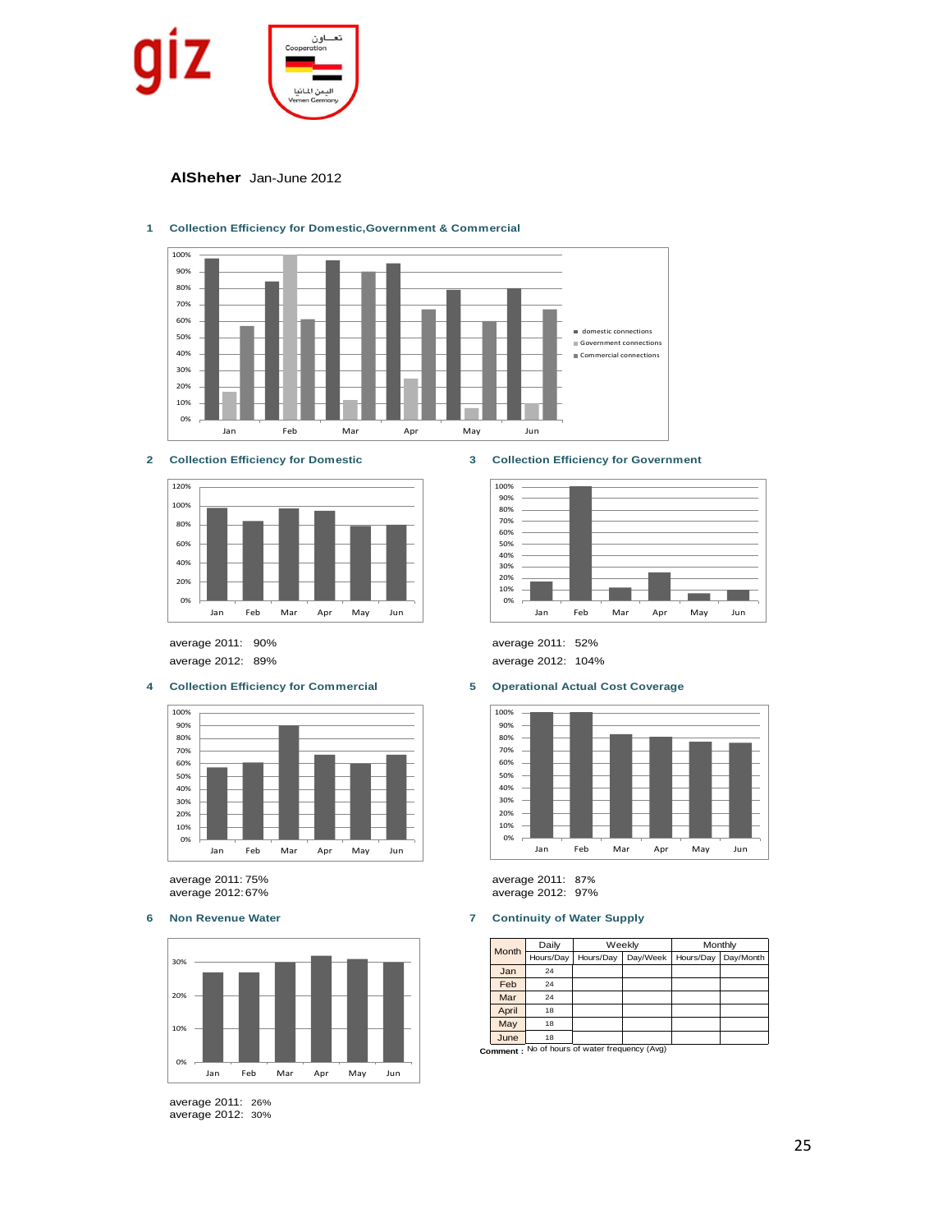**AlSheher** Jan-June 2012

## 1 Collection Efficiency for Domestic,Government & Commercial

## 2 Collection Efficiency for Domestic

average 2011: 90%
average 2012: 89%

## 3 Collection Efficiency for Government

average 2011: 52%
average 2012: 104%

## 4 Collection Efficiency for Commercial

average 2011: 75%
average 2012: 67%

## 5 Operational Actual Cost Coverage

average 2011: 87%
average 2012: 97%

## 6 Non Revenue Water

average 2011: 26%
average 2012: 30%

## 7 Continuity of Water Supply

| Month | Daily | Weekly | | Monthly | |
|---|---|---|---|---|---|
| | Hours/Day | Hours/Day | Day/Week | Hours/Day | Day/Month |
| Jan | 24 | | | | |
| Feb | 24 | | | | |
| Mar | 24 | | | | |
| April | 18 | | | | |
| May | 18 | | | | |
| June | 18 | | | | |

**Comment :** No of hours of water frequency (Avg)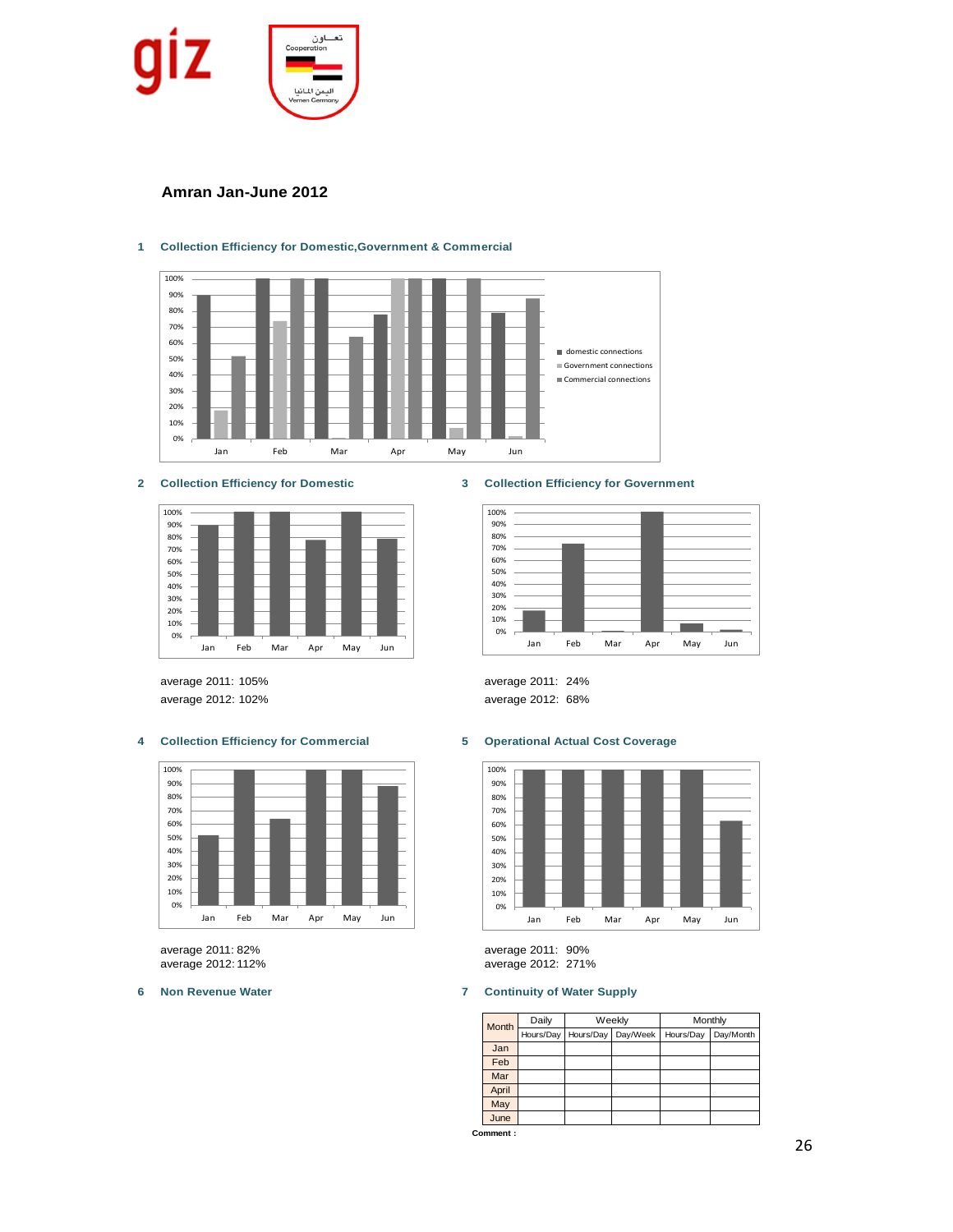## Amran Jan-June 2012

### 1 Collection Efficiency for Domestic,Government & Commercial

### 2 Collection Efficiency for Domestic

average 2011: 105%
average 2012: 102%

### 3 Collection Efficiency for Government

average 2011: 24%
average 2012: 68%

### 4 Collection Efficiency for Commercial

average 2011: 82%
average 2012: 112%

### 5 Operational Actual Cost Coverage

average 2011: 90%
average 2012: 271%

### 6 Non Revenue Water

### 7 Continuity of Water Supply

| Month | Daily | Weekly | | Monthly | |
|---|---|---|---|---|---|
| | Hours/Day | Hours/Day | Day/Week | Hours/Day | Day/Month |
| Jan | | | | | |
| Feb | | | | | |
| Mar | | | | | |
| April | | | | | |
| May | | | | | |
| June | | | | | |

**Comment :**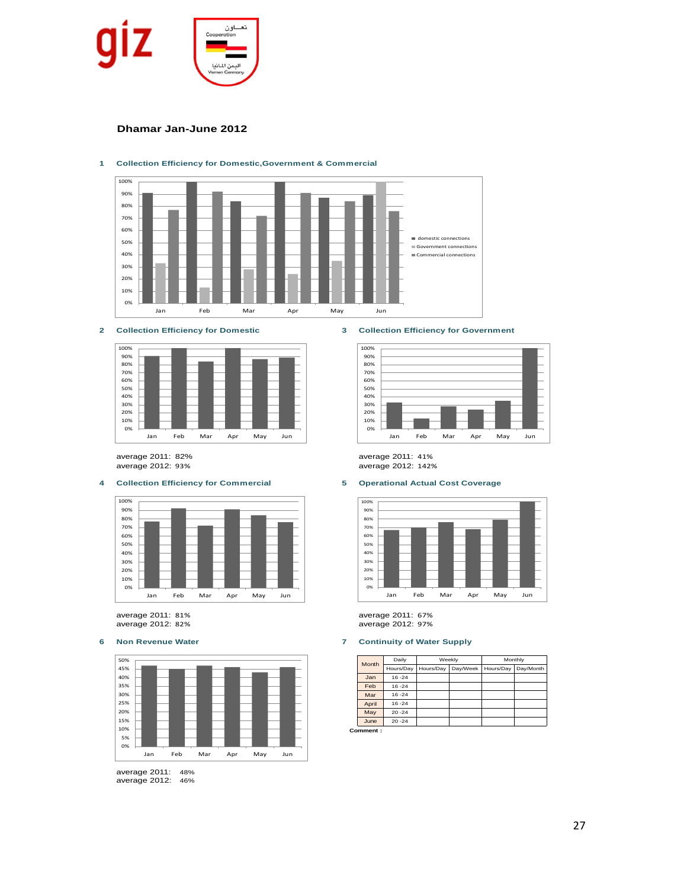## Dhamar Jan-June 2012

### 1 Collection Efficiency for Domestic,Government & Commercial

### 2 Collection Efficiency for Domestic

average 2011: 82%
average 2012: 93%

### 3 Collection Efficiency for Government

average 2011: 41%
average 2012: 142%

### 4 Collection Efficiency for Commercial

average 2011: 81%
average 2012: 82%

### 5 Operational Actual Cost Coverage

average 2011: 67%
average 2012: 97%

### 6 Non Revenue Water

average 2011: 48%
average 2012: 46%

### 7 Continuity of Water Supply

| Month | Daily | Weekly | | Monthly | |
|---|---|---|---|---|---|
| | Hours/Day | Hours/Day | Day/Week | Hours/Day | Day/Month |
| Jan | 16 -24 | | | | |
| Feb | 16 -24 | | | | |
| Mar | 16 -24 | | | | |
| April | 16 -24 | | | | |
| May | 20 -24 | | | | |
| June | 20 -24 | | | | |

**Comment :**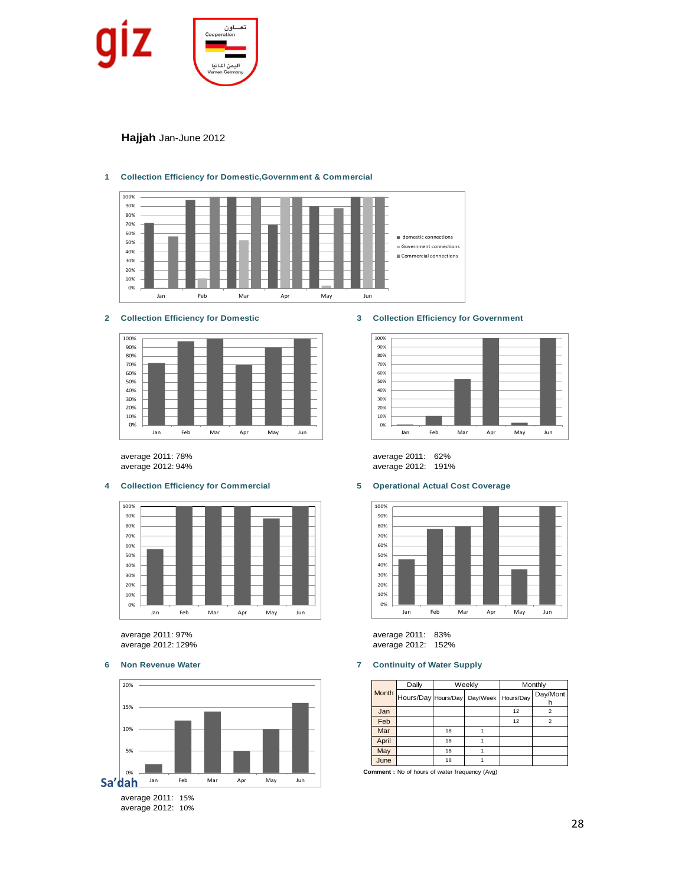giz

تعـــاون
Cooperation
اليمن ألمانيا
Yemen Germany

**Hajjah** Jan-June 2012

**1 Collection Efficiency for Domestic,Government & Commercial**

**2 Collection Efficiency for Domestic**

average 2011: 78%
average 2012: 94%

**3 Collection Efficiency for Government**

average 2011: 62%
average 2012: 191%

**4 Collection Efficiency for Commercial**

average 2011: 97%
average 2012: 129%

**5 Operational Actual Cost Coverage**

average 2011: 83%
average 2012: 152%

**6 Non Revenue Water**

average 2011: 15%
average 2012: 10%

**7 Continuity of Water Supply**

| Month | Daily | Weekly | | Monthly | |
|---|---|---|---|---|---|
| | Hours/Day | Hours/Day | Day/Week | Hours/Day | Day/Month |
| Jan | | | | 12 | 2 |
| Feb | | | | 12 | 2 |
| Mar | | 18 | 1 | | |
| April | | 18 | 1 | | |
| May | | 18 | 1 | | |
| June | | 18 | 1 | | |

**Comment :** No of hours of water frequency (Avg)

Sa'dah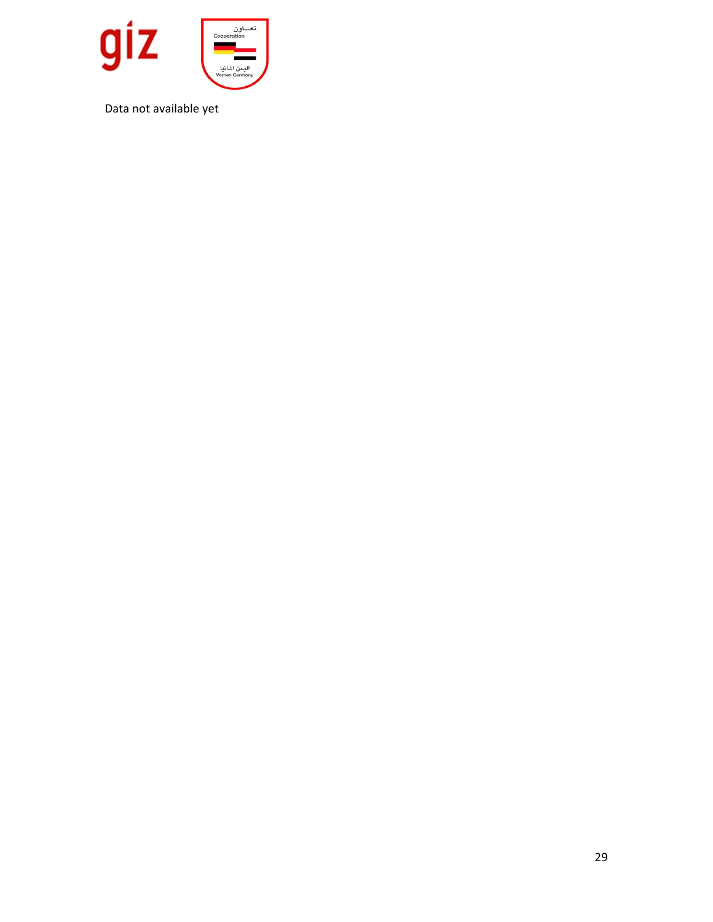Data not available yet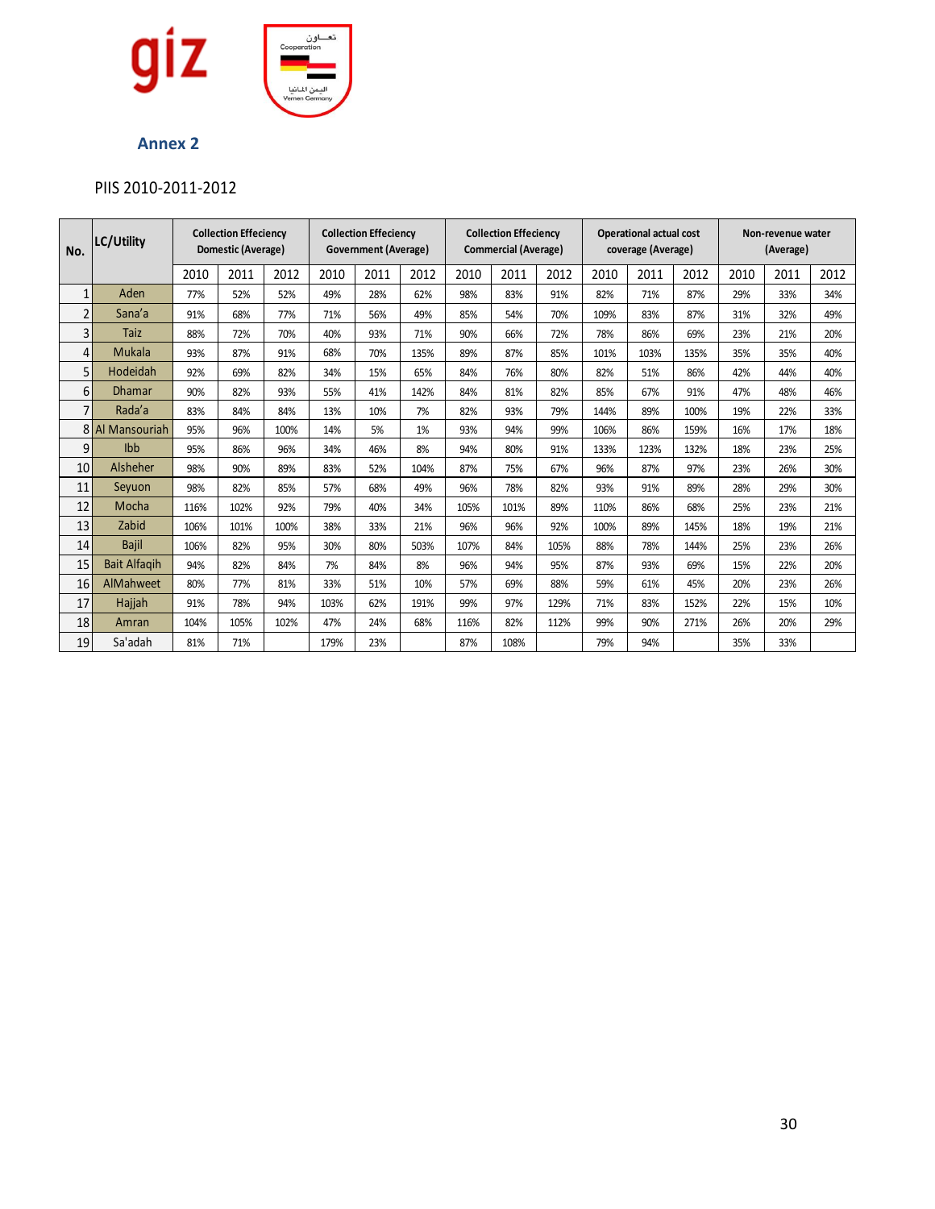## Annex 2

PIIS 2010-2011-2012

| No. | LC/Utility | Collection Effeciency Domestic (Average) | | | Collection Effeciency Government (Average) | | | Collection Effeciency Commercial (Average) | | | Operational actual cost coverage (Average) | | | Non-revenue water (Average) | | |
|---|---|---|---|---|---|---|---|---|---|---|---|---|---|---|---|---|
| | | 2010 | 2011 | 2012 | 2010 | 2011 | 2012 | 2010 | 2011 | 2012 | 2010 | 2011 | 2012 | 2010 | 2011 | 2012 |
| 1 | Aden | 77% | 52% | 52% | 49% | 28% | 62% | 98% | 83% | 91% | 82% | 71% | 87% | 29% | 33% | 34% |
| 2 | Sana'a | 91% | 68% | 77% | 71% | 56% | 49% | 85% | 54% | 70% | 109% | 83% | 87% | 31% | 32% | 49% |
| 3 | Taiz | 88% | 72% | 70% | 40% | 93% | 71% | 90% | 66% | 72% | 78% | 86% | 69% | 23% | 21% | 20% |
| 4 | Mukala | 93% | 87% | 91% | 68% | 70% | 135% | 89% | 87% | 85% | 101% | 103% | 135% | 35% | 35% | 40% |
| 5 | Hodeidah | 92% | 69% | 82% | 34% | 15% | 65% | 84% | 76% | 80% | 82% | 51% | 86% | 42% | 44% | 40% |
| 6 | Dhamar | 90% | 82% | 93% | 55% | 41% | 142% | 84% | 81% | 82% | 85% | 67% | 91% | 47% | 48% | 46% |
| 7 | Rada'a | 83% | 84% | 84% | 13% | 10% | 7% | 82% | 93% | 79% | 144% | 89% | 100% | 19% | 22% | 33% |
| 8 | Al Mansouriah | 95% | 96% | 100% | 14% | 5% | 1% | 93% | 94% | 99% | 106% | 86% | 159% | 16% | 17% | 18% |
| 9 | Ibb | 95% | 86% | 96% | 34% | 46% | 8% | 94% | 80% | 91% | 133% | 123% | 132% | 18% | 23% | 25% |
| 10 | Alsheher | 98% | 90% | 89% | 83% | 52% | 104% | 87% | 75% | 67% | 96% | 87% | 97% | 23% | 26% | 30% |
| 11 | Seyuon | 98% | 82% | 85% | 57% | 68% | 49% | 96% | 78% | 82% | 93% | 91% | 89% | 28% | 29% | 30% |
| 12 | Mocha | 116% | 102% | 92% | 79% | 40% | 34% | 105% | 101% | 89% | 110% | 86% | 68% | 25% | 23% | 21% |
| 13 | Zabid | 106% | 101% | 100% | 38% | 33% | 21% | 96% | 96% | 92% | 100% | 89% | 145% | 18% | 19% | 21% |
| 14 | Bajil | 106% | 82% | 95% | 30% | 80% | 503% | 107% | 84% | 105% | 88% | 78% | 144% | 25% | 23% | 26% |
| 15 | Bait Alfaqih | 94% | 82% | 84% | 7% | 84% | 8% | 96% | 94% | 95% | 87% | 93% | 69% | 15% | 22% | 20% |
| 16 | AlMahweet | 80% | 77% | 81% | 33% | 51% | 10% | 57% | 69% | 88% | 59% | 61% | 45% | 20% | 23% | 26% |
| 17 | Hajjah | 91% | 78% | 94% | 103% | 62% | 191% | 99% | 97% | 129% | 71% | 83% | 152% | 22% | 15% | 10% |
| 18 | Amran | 104% | 105% | 102% | 47% | 24% | 68% | 116% | 82% | 112% | 99% | 90% | 271% | 26% | 20% | 29% |
| 19 | Sa'adah | 81% | 71% | | 179% | 23% | | 87% | 108% | | 79% | 94% | | 35% | 33% | |